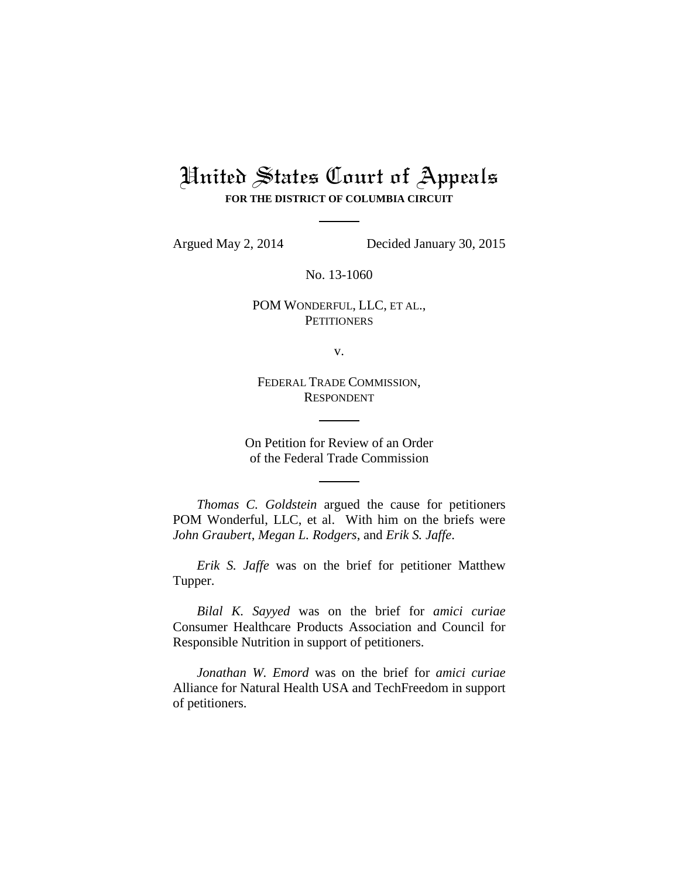# United States Court of Appeals

**FOR THE DISTRICT OF COLUMBIA CIRCUIT**

Argued May 2, 2014 Decided January 30, 2015

No. 13-1060

POM WONDERFUL, LLC, ET AL.,
PETITIONERS

v.

FEDERAL TRADE COMMISSION,
RESPONDENT

On Petition for Review of an Order
of the Federal Trade Commission

*Thomas C. Goldstein* argued the cause for petitioners POM Wonderful, LLC, et al. With him on the briefs were *John Graubert*, *Megan L. Rodgers*, and *Erik S. Jaffe*.

*Erik S. Jaffe* was on the brief for petitioner Matthew Tupper.

*Bilal K. Sayyed* was on the brief for *amici curiae* Consumer Healthcare Products Association and Council for Responsible Nutrition in support of petitioners.

*Jonathan W. Emord* was on the brief for *amici curiae* Alliance for Natural Health USA and TechFreedom in support of petitioners.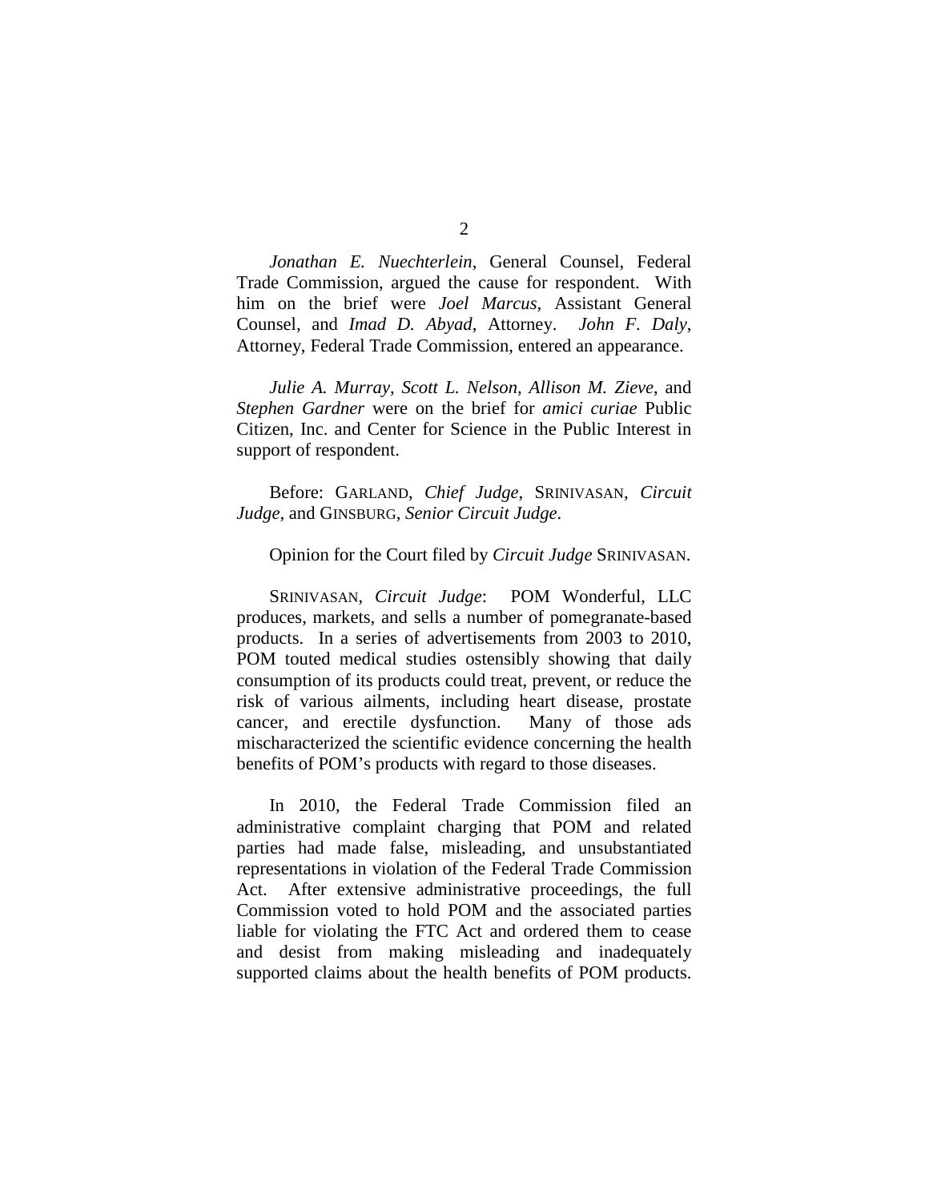*Jonathan E. Nuechterlein*, General Counsel, Federal Trade Commission, argued the cause for respondent. With him on the brief were *Joel Marcus*, Assistant General Counsel, and *Imad D. Abyad*, Attorney. *John F. Daly*, Attorney, Federal Trade Commission, entered an appearance.

*Julie A. Murray*, *Scott L. Nelson*, *Allison M. Zieve*, and *Stephen Gardner* were on the brief for *amici curiae* Public Citizen, Inc. and Center for Science in the Public Interest in support of respondent.

Before: GARLAND, *Chief Judge*, SRINIVASAN, *Circuit Judge*, and GINSBURG, *Senior Circuit Judge*.

Opinion for the Court filed by *Circuit Judge* SRINIVASAN.

SRINIVASAN, *Circuit Judge*: POM Wonderful, LLC produces, markets, and sells a number of pomegranate-based products. In a series of advertisements from 2003 to 2010, POM touted medical studies ostensibly showing that daily consumption of its products could treat, prevent, or reduce the risk of various ailments, including heart disease, prostate cancer, and erectile dysfunction. Many of those ads mischaracterized the scientific evidence concerning the health benefits of POM's products with regard to those diseases.

In 2010, the Federal Trade Commission filed an administrative complaint charging that POM and related parties had made false, misleading, and unsubstantiated representations in violation of the Federal Trade Commission Act. After extensive administrative proceedings, the full Commission voted to hold POM and the associated parties liable for violating the FTC Act and ordered them to cease and desist from making misleading and inadequately supported claims about the health benefits of POM products.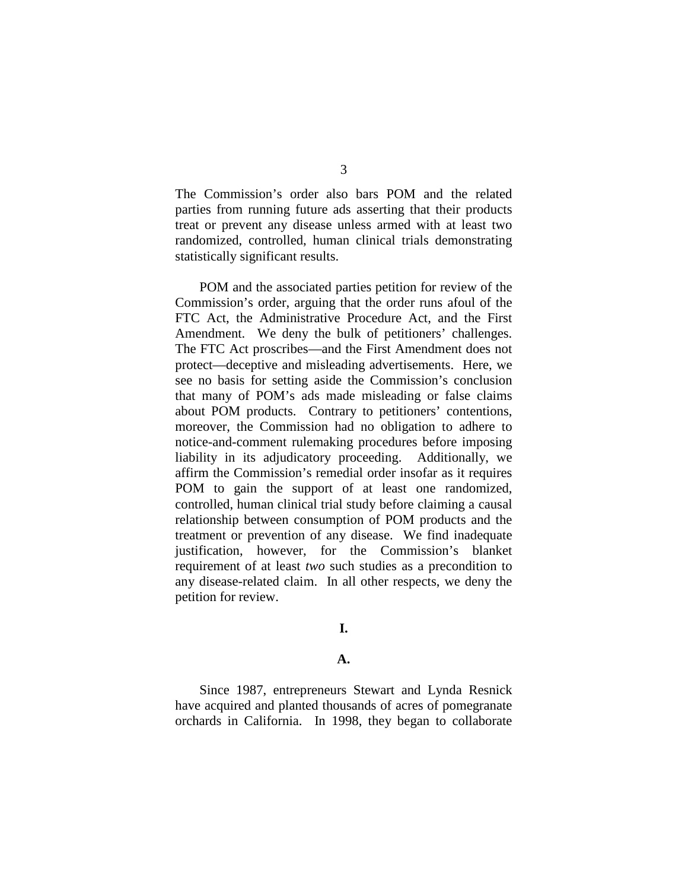The Commission's order also bars POM and the related parties from running future ads asserting that their products treat or prevent any disease unless armed with at least two randomized, controlled, human clinical trials demonstrating statistically significant results.

POM and the associated parties petition for review of the Commission's order, arguing that the order runs afoul of the FTC Act, the Administrative Procedure Act, and the First Amendment. We deny the bulk of petitioners' challenges. The FTC Act proscribes—and the First Amendment does not protect—deceptive and misleading advertisements. Here, we see no basis for setting aside the Commission's conclusion that many of POM's ads made misleading or false claims about POM products. Contrary to petitioners' contentions, moreover, the Commission had no obligation to adhere to notice-and-comment rulemaking procedures before imposing liability in its adjudicatory proceeding. Additionally, we affirm the Commission's remedial order insofar as it requires POM to gain the support of at least one randomized, controlled, human clinical trial study before claiming a causal relationship between consumption of POM products and the treatment or prevention of any disease. We find inadequate justification, however, for the Commission's blanket requirement of at least *two* such studies as a precondition to any disease-related claim. In all other respects, we deny the petition for review.

## I.

### A.

Since 1987, entrepreneurs Stewart and Lynda Resnick have acquired and planted thousands of acres of pomegranate orchards in California. In 1998, they began to collaborate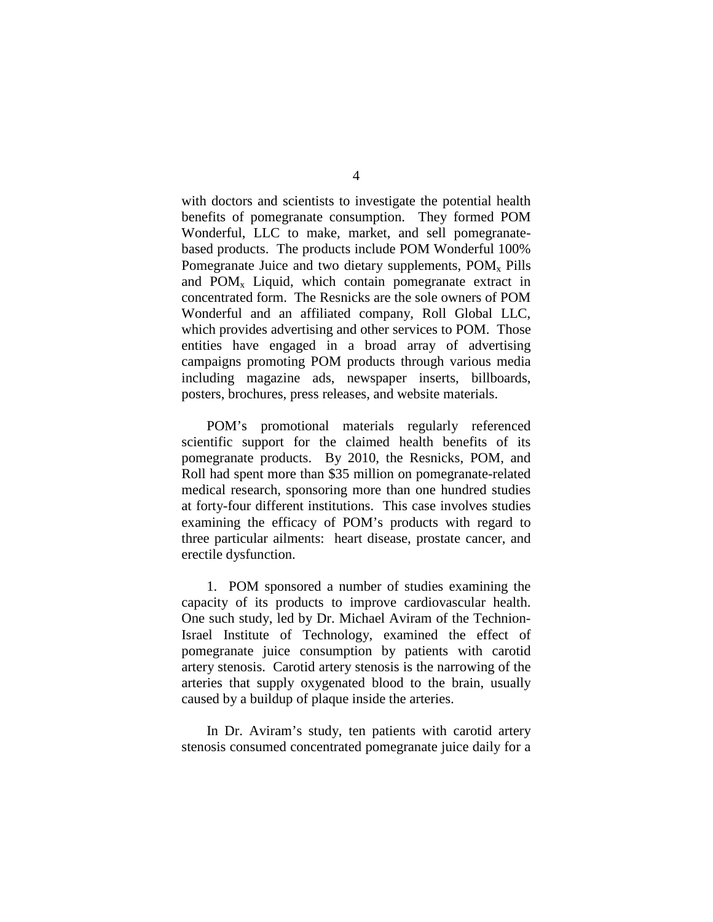with doctors and scientists to investigate the potential health benefits of pomegranate consumption. They formed POM Wonderful, LLC to make, market, and sell pomegranate-based products. The products include POM Wonderful 100% Pomegranate Juice and two dietary supplements, $POM_x$ Pills and $POM_x$ Liquid, which contain pomegranate extract in concentrated form. The Resnicks are the sole owners of POM Wonderful and an affiliated company, Roll Global LLC, which provides advertising and other services to POM. Those entities have engaged in a broad array of advertising campaigns promoting POM products through various media including magazine ads, newspaper inserts, billboards, posters, brochures, press releases, and website materials.

POM's promotional materials regularly referenced scientific support for the claimed health benefits of its pomegranate products. By 2010, the Resnicks, POM, and Roll had spent more than $35 million on pomegranate-related medical research, sponsoring more than one hundred studies at forty-four different institutions. This case involves studies examining the efficacy of POM's products with regard to three particular ailments: heart disease, prostate cancer, and erectile dysfunction.

1. POM sponsored a number of studies examining the capacity of its products to improve cardiovascular health. One such study, led by Dr. Michael Aviram of the Technion-Israel Institute of Technology, examined the effect of pomegranate juice consumption by patients with carotid artery stenosis. Carotid artery stenosis is the narrowing of the arteries that supply oxygenated blood to the brain, usually caused by a buildup of plaque inside the arteries.

In Dr. Aviram's study, ten patients with carotid artery stenosis consumed concentrated pomegranate juice daily for a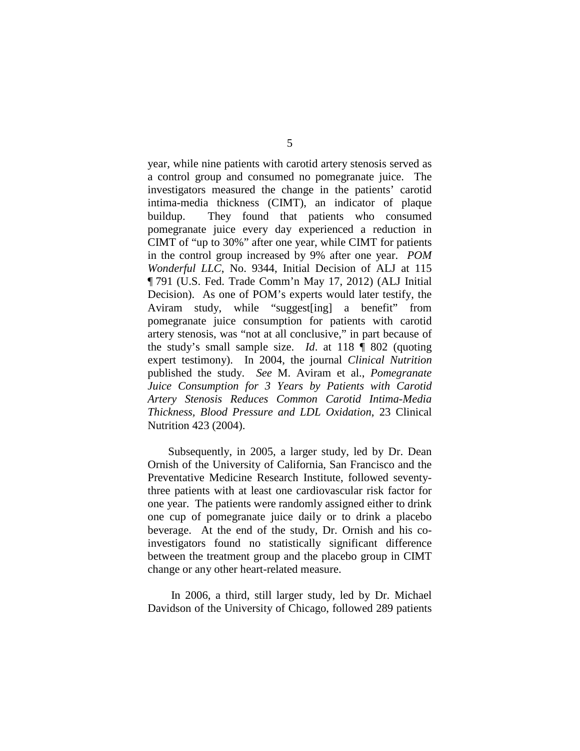year, while nine patients with carotid artery stenosis served as a control group and consumed no pomegranate juice. The investigators measured the change in the patients' carotid intima-media thickness (CIMT), an indicator of plaque buildup. They found that patients who consumed pomegranate juice every day experienced a reduction in CIMT of "up to 30%" after one year, while CIMT for patients in the control group increased by 9% after one year. *POM Wonderful LLC*, No. 9344, Initial Decision of ALJ at 115 ¶ 791 (U.S. Fed. Trade Comm'n May 17, 2012) (ALJ Initial Decision). As one of POM's experts would later testify, the Aviram study, while "suggest[ing] a benefit" from pomegranate juice consumption for patients with carotid artery stenosis, was "not at all conclusive," in part because of the study's small sample size. *Id*. at 118 ¶ 802 (quoting expert testimony). In 2004, the journal *Clinical Nutrition* published the study. *See* M. Aviram et al., *Pomegranate Juice Consumption for 3 Years by Patients with Carotid Artery Stenosis Reduces Common Carotid Intima-Media Thickness, Blood Pressure and LDL Oxidation*, 23 Clinical Nutrition 423 (2004).

Subsequently, in 2005, a larger study, led by Dr. Dean Ornish of the University of California, San Francisco and the Preventative Medicine Research Institute, followed seventy-three patients with at least one cardiovascular risk factor for one year. The patients were randomly assigned either to drink one cup of pomegranate juice daily or to drink a placebo beverage. At the end of the study, Dr. Ornish and his co-investigators found no statistically significant difference between the treatment group and the placebo group in CIMT change or any other heart-related measure.

In 2006, a third, still larger study, led by Dr. Michael Davidson of the University of Chicago, followed 289 patients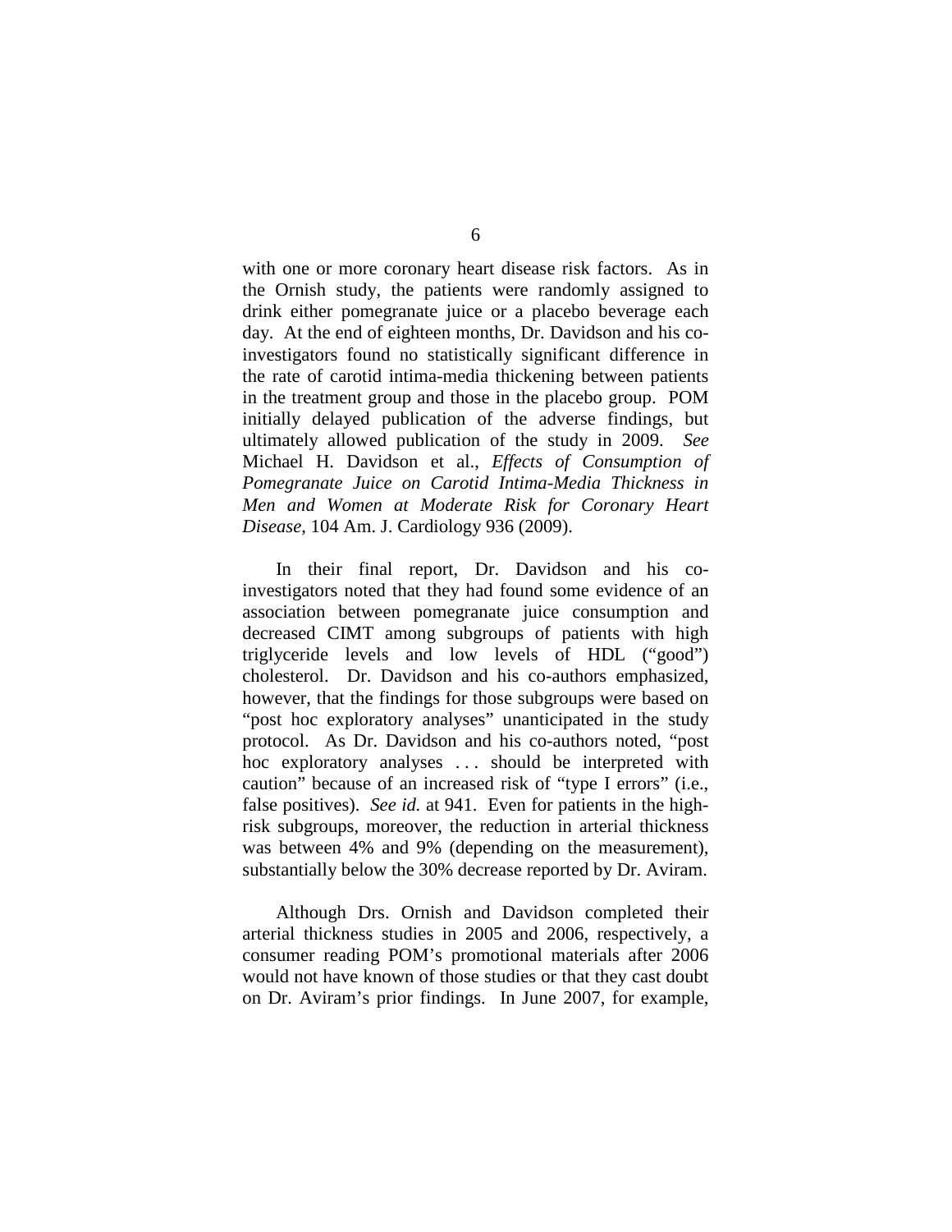with one or more coronary heart disease risk factors. As in the Ornish study, the patients were randomly assigned to drink either pomegranate juice or a placebo beverage each day. At the end of eighteen months, Dr. Davidson and his co-investigators found no statistically significant difference in the rate of carotid intima-media thickening between patients in the treatment group and those in the placebo group. POM initially delayed publication of the adverse findings, but ultimately allowed publication of the study in 2009. *See* Michael H. Davidson et al., *Effects of Consumption of Pomegranate Juice on Carotid Intima-Media Thickness in Men and Women at Moderate Risk for Coronary Heart Disease*, 104 Am. J. Cardiology 936 (2009).

In their final report, Dr. Davidson and his co-investigators noted that they had found some evidence of an association between pomegranate juice consumption and decreased CIMT among subgroups of patients with high triglyceride levels and low levels of HDL ("good") cholesterol. Dr. Davidson and his co-authors emphasized, however, that the findings for those subgroups were based on "post hoc exploratory analyses" unanticipated in the study protocol. As Dr. Davidson and his co-authors noted, "post hoc exploratory analyses . . . should be interpreted with caution" because of an increased risk of "type I errors" (i.e., false positives). *See id.* at 941. Even for patients in the high-risk subgroups, moreover, the reduction in arterial thickness was between 4% and 9% (depending on the measurement), substantially below the 30% decrease reported by Dr. Aviram.

Although Drs. Ornish and Davidson completed their arterial thickness studies in 2005 and 2006, respectively, a consumer reading POM's promotional materials after 2006 would not have known of those studies or that they cast doubt on Dr. Aviram's prior findings. In June 2007, for example,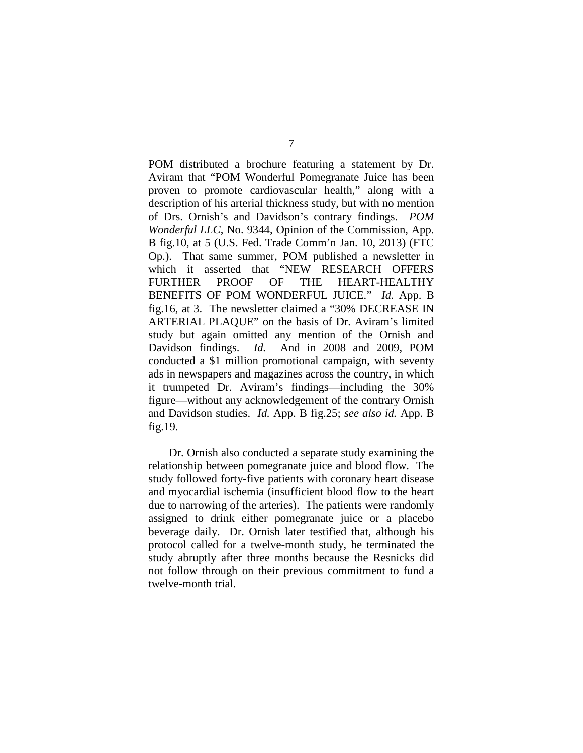POM distributed a brochure featuring a statement by Dr. Aviram that "POM Wonderful Pomegranate Juice has been proven to promote cardiovascular health," along with a description of his arterial thickness study, but with no mention of Drs. Ornish's and Davidson's contrary findings. *POM Wonderful LLC*, No. 9344, Opinion of the Commission, App. B fig.10, at 5 (U.S. Fed. Trade Comm'n Jan. 10, 2013) (FTC Op.). That same summer, POM published a newsletter in which it asserted that "NEW RESEARCH OFFERS FURTHER PROOF OF THE HEART-HEALTHY BENEFITS OF POM WONDERFUL JUICE." *Id.* App. B fig.16, at 3. The newsletter claimed a "30% DECREASE IN ARTERIAL PLAQUE" on the basis of Dr. Aviram's limited study but again omitted any mention of the Ornish and Davidson findings. *Id.* And in 2008 and 2009, POM conducted a $1 million promotional campaign, with seventy ads in newspapers and magazines across the country, in which it trumpeted Dr. Aviram's findings—including the 30% figure—without any acknowledgement of the contrary Ornish and Davidson studies. *Id.* App. B fig.25; *see also id.* App. B fig.19.

Dr. Ornish also conducted a separate study examining the relationship between pomegranate juice and blood flow. The study followed forty-five patients with coronary heart disease and myocardial ischemia (insufficient blood flow to the heart due to narrowing of the arteries). The patients were randomly assigned to drink either pomegranate juice or a placebo beverage daily. Dr. Ornish later testified that, although his protocol called for a twelve-month study, he terminated the study abruptly after three months because the Resnicks did not follow through on their previous commitment to fund a twelve-month trial.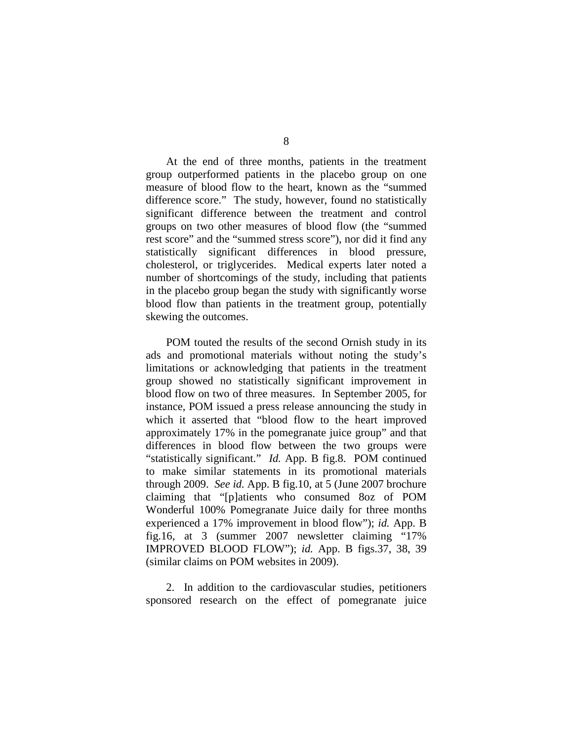At the end of three months, patients in the treatment group outperformed patients in the placebo group on one measure of blood flow to the heart, known as the "summed difference score." The study, however, found no statistically significant difference between the treatment and control groups on two other measures of blood flow (the "summed rest score" and the "summed stress score"), nor did it find any statistically significant differences in blood pressure, cholesterol, or triglycerides. Medical experts later noted a number of shortcomings of the study, including that patients in the placebo group began the study with significantly worse blood flow than patients in the treatment group, potentially skewing the outcomes.

POM touted the results of the second Ornish study in its ads and promotional materials without noting the study's limitations or acknowledging that patients in the treatment group showed no statistically significant improvement in blood flow on two of three measures. In September 2005, for instance, POM issued a press release announcing the study in which it asserted that "blood flow to the heart improved approximately 17% in the pomegranate juice group" and that differences in blood flow between the two groups were "statistically significant." *Id.* App. B fig.8. POM continued to make similar statements in its promotional materials through 2009. *See id.* App. B fig.10, at 5 (June 2007 brochure claiming that "[p]atients who consumed 8oz of POM Wonderful 100% Pomegranate Juice daily for three months experienced a 17% improvement in blood flow"); *id.* App. B fig.16, at 3 (summer 2007 newsletter claiming "17% IMPROVED BLOOD FLOW"); *id.* App. B figs.37, 38, 39 (similar claims on POM websites in 2009).

2. In addition to the cardiovascular studies, petitioners sponsored research on the effect of pomegranate juice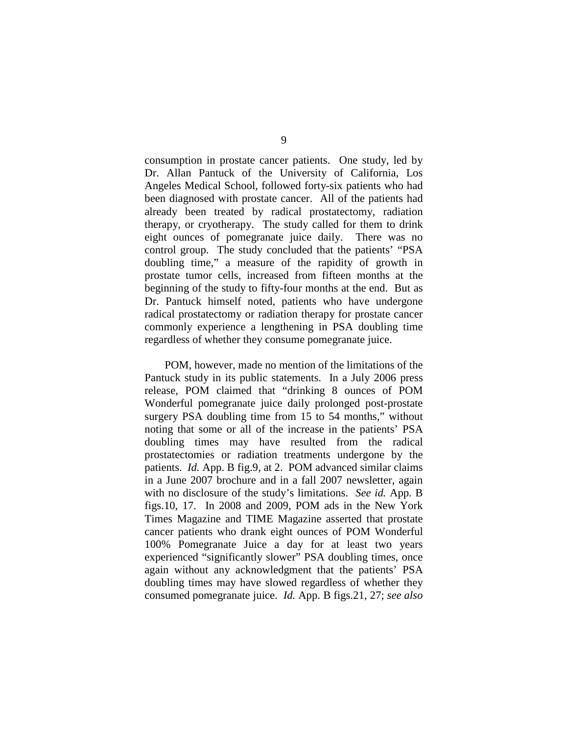consumption in prostate cancer patients. One study, led by Dr. Allan Pantuck of the University of California, Los Angeles Medical School, followed forty-six patients who had been diagnosed with prostate cancer. All of the patients had already been treated by radical prostatectomy, radiation therapy, or cryotherapy. The study called for them to drink eight ounces of pomegranate juice daily. There was no control group. The study concluded that the patients' "PSA doubling time," a measure of the rapidity of growth in prostate tumor cells, increased from fifteen months at the beginning of the study to fifty-four months at the end. But as Dr. Pantuck himself noted, patients who have undergone radical prostatectomy or radiation therapy for prostate cancer commonly experience a lengthening in PSA doubling time regardless of whether they consume pomegranate juice.

POM, however, made no mention of the limitations of the Pantuck study in its public statements. In a July 2006 press release, POM claimed that "drinking 8 ounces of POM Wonderful pomegranate juice daily prolonged post-prostate surgery PSA doubling time from 15 to 54 months," without noting that some or all of the increase in the patients' PSA doubling times may have resulted from the radical prostatectomies or radiation treatments undergone by the patients. *Id.* App. B fig.9, at 2. POM advanced similar claims in a June 2007 brochure and in a fall 2007 newsletter, again with no disclosure of the study's limitations. *See id.* App. B figs.10, 17. In 2008 and 2009, POM ads in the New York Times Magazine and TIME Magazine asserted that prostate cancer patients who drank eight ounces of POM Wonderful 100% Pomegranate Juice a day for at least two years experienced "significantly slower" PSA doubling times, once again without any acknowledgment that the patients' PSA doubling times may have slowed regardless of whether they consumed pomegranate juice. *Id.* App. B figs.21, 27; *see also*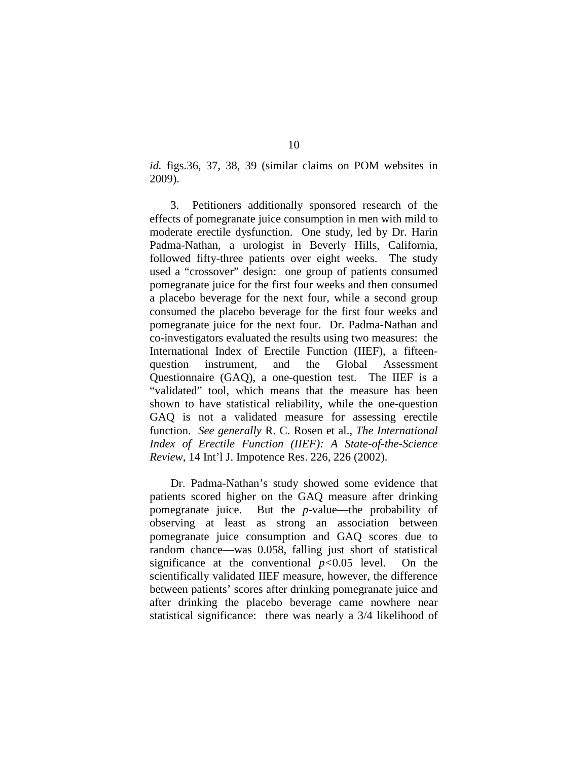*id.* figs.36, 37, 38, 39 (similar claims on POM websites in 2009).

3. Petitioners additionally sponsored research of the effects of pomegranate juice consumption in men with mild to moderate erectile dysfunction. One study, led by Dr. Harin Padma-Nathan, a urologist in Beverly Hills, California, followed fifty-three patients over eight weeks. The study used a "crossover" design: one group of patients consumed pomegranate juice for the first four weeks and then consumed a placebo beverage for the next four, while a second group consumed the placebo beverage for the first four weeks and pomegranate juice for the next four. Dr. Padma-Nathan and co-investigators evaluated the results using two measures: the International Index of Erectile Function (IIEF), a fifteen-question instrument, and the Global Assessment Questionnaire (GAQ), a one-question test. The IIEF is a "validated" tool, which means that the measure has been shown to have statistical reliability, while the one-question GAQ is not a validated measure for assessing erectile function. *See generally* R. C. Rosen et al., *The International Index of Erectile Function (IIEF): A State-of-the-Science Review*, 14 Int'l J. Impotence Res. 226, 226 (2002).

Dr. Padma-Nathan's study showed some evidence that patients scored higher on the GAQ measure after drinking pomegranate juice. But the *p*-value—the probability of observing at least as strong an association between pomegranate juice consumption and GAQ scores due to random chance—was 0.058, falling just short of statistical significance at the conventional $p<0.05$ level. On the scientifically validated IIEF measure, however, the difference between patients' scores after drinking pomegranate juice and after drinking the placebo beverage came nowhere near statistical significance: there was nearly a 3/4 likelihood of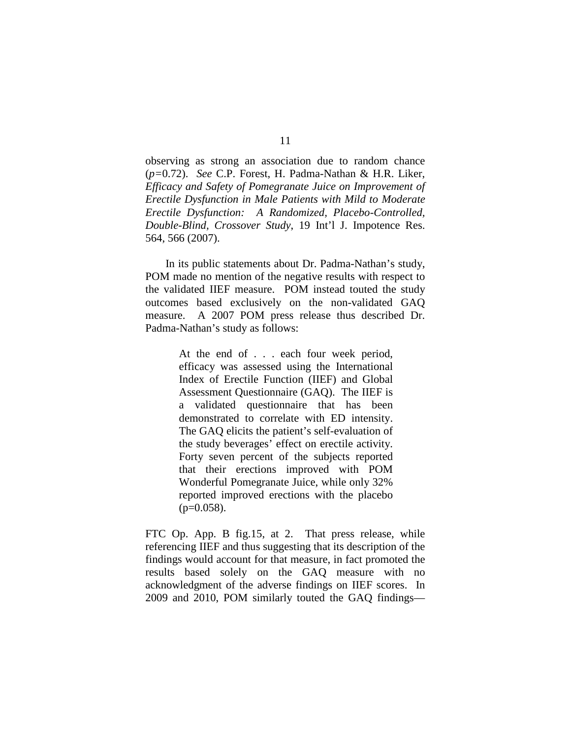observing as strong an association due to random chance ($p=0.72$). *See* C.P. Forest, H. Padma-Nathan & H.R. Liker, *Efficacy and Safety of Pomegranate Juice on Improvement of Erectile Dysfunction in Male Patients with Mild to Moderate Erectile Dysfunction: A Randomized, Placebo-Controlled, Double-Blind, Crossover Study*, 19 Int'l J. Impotence Res. 564, 566 (2007).

In its public statements about Dr. Padma-Nathan's study, POM made no mention of the negative results with respect to the validated IIEF measure. POM instead touted the study outcomes based exclusively on the non-validated GAQ measure. A 2007 POM press release thus described Dr. Padma-Nathan's study as follows:

> At the end of . . . each four week period, efficacy was assessed using the International Index of Erectile Function (IIEF) and Global Assessment Questionnaire (GAQ). The IIEF is a validated questionnaire that has been demonstrated to correlate with ED intensity. The GAQ elicits the patient's self-evaluation of the study beverages' effect on erectile activity. Forty seven percent of the subjects reported that their erections improved with POM Wonderful Pomegranate Juice, while only 32% reported improved erections with the placebo ($p=0.058$).

FTC Op. App. B fig.15, at 2. That press release, while referencing IIEF and thus suggesting that its description of the findings would account for that measure, in fact promoted the results based solely on the GAQ measure with no acknowledgment of the adverse findings on IIEF scores. In 2009 and 2010, POM similarly touted the GAQ findings—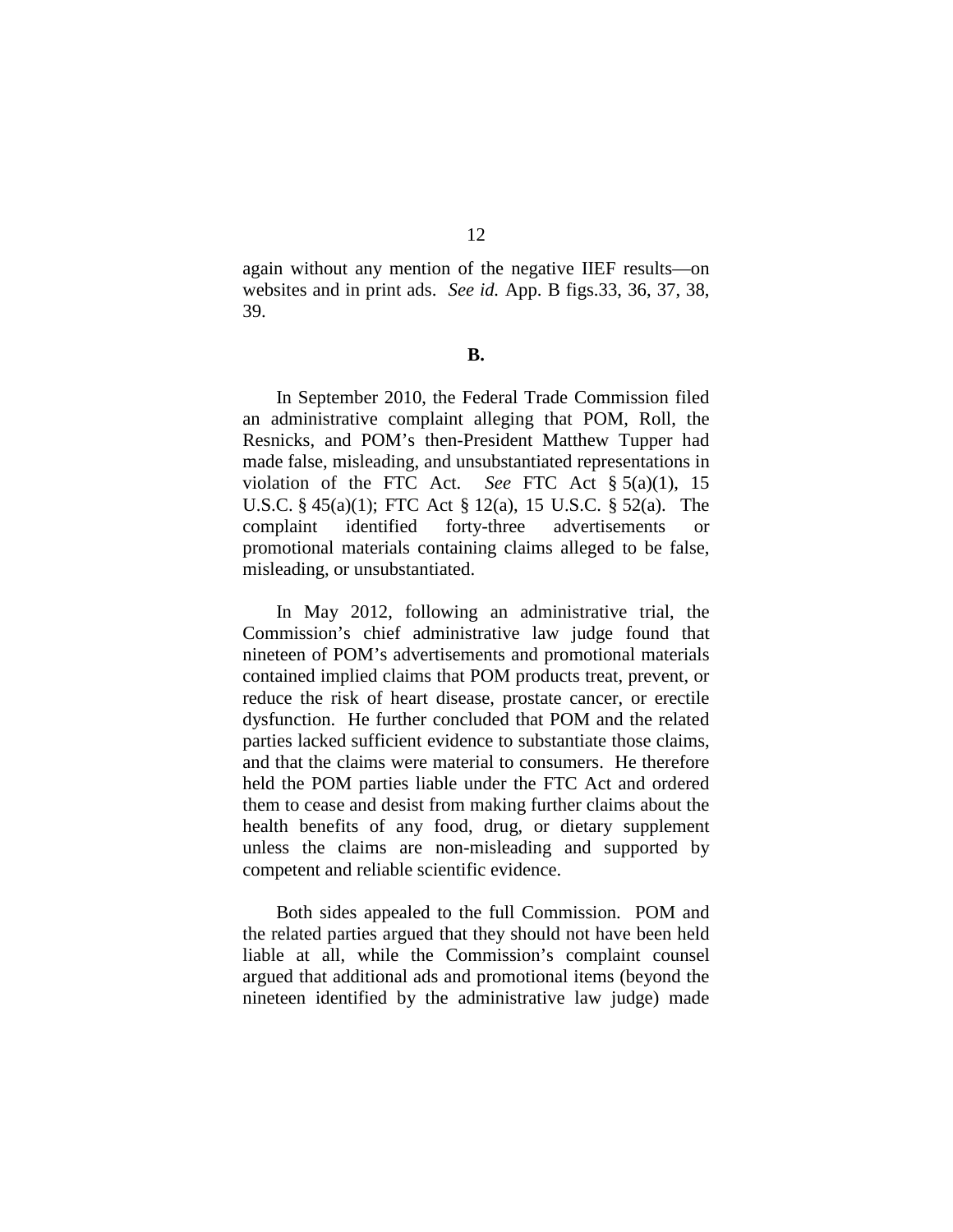again without any mention of the negative IIEF results—on websites and in print ads. *See id.* App. B figs.33, 36, 37, 38, 39.

**B.**

In September 2010, the Federal Trade Commission filed an administrative complaint alleging that POM, Roll, the Resnicks, and POM's then-President Matthew Tupper had made false, misleading, and unsubstantiated representations in violation of the FTC Act. *See* FTC Act § 5(a)(1), 15 U.S.C. § 45(a)(1); FTC Act § 12(a), 15 U.S.C. § 52(a). The complaint identified forty-three advertisements or promotional materials containing claims alleged to be false, misleading, or unsubstantiated.

In May 2012, following an administrative trial, the Commission's chief administrative law judge found that nineteen of POM's advertisements and promotional materials contained implied claims that POM products treat, prevent, or reduce the risk of heart disease, prostate cancer, or erectile dysfunction. He further concluded that POM and the related parties lacked sufficient evidence to substantiate those claims, and that the claims were material to consumers. He therefore held the POM parties liable under the FTC Act and ordered them to cease and desist from making further claims about the health benefits of any food, drug, or dietary supplement unless the claims are non-misleading and supported by competent and reliable scientific evidence.

Both sides appealed to the full Commission. POM and the related parties argued that they should not have been held liable at all, while the Commission's complaint counsel argued that additional ads and promotional items (beyond the nineteen identified by the administrative law judge) made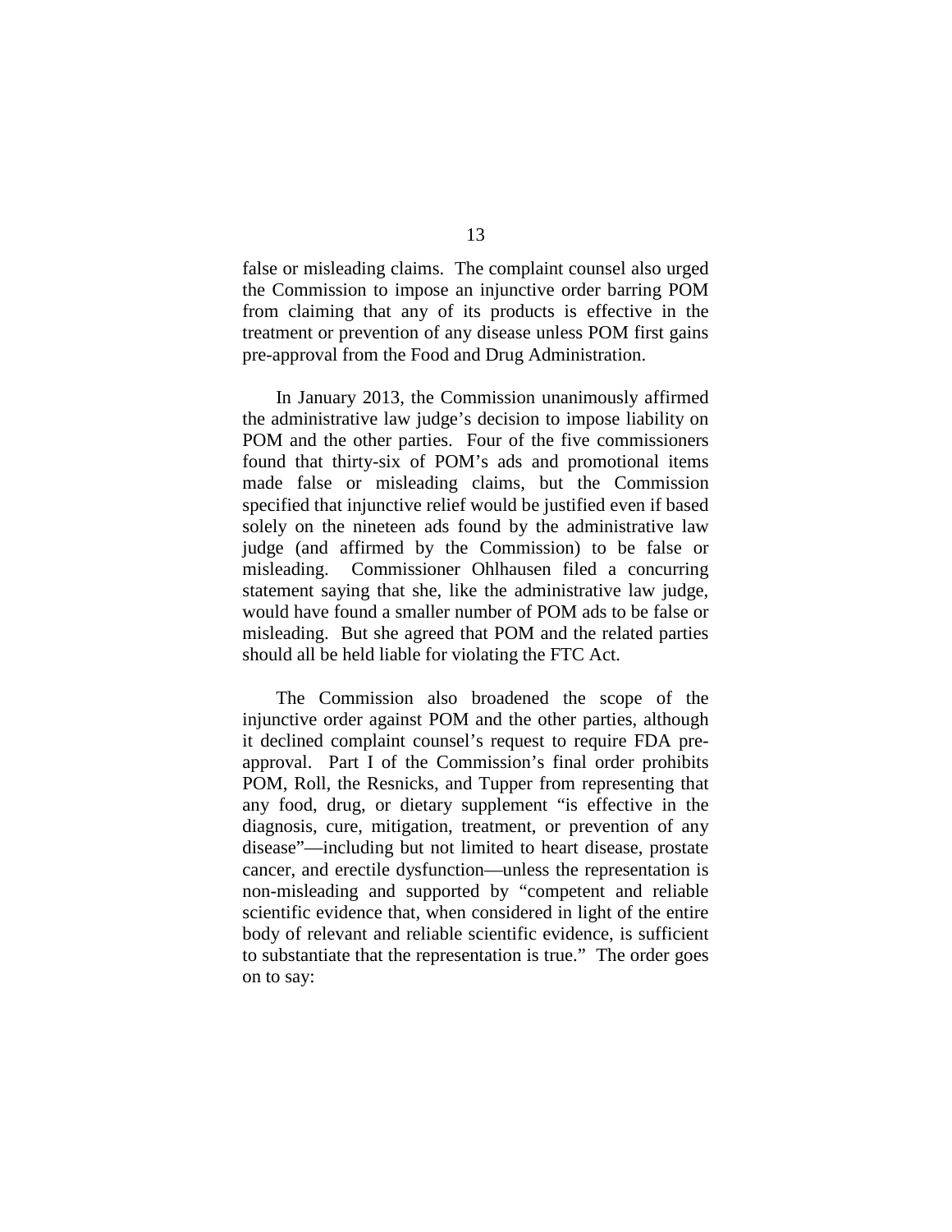false or misleading claims. The complaint counsel also urged the Commission to impose an injunctive order barring POM from claiming that any of its products is effective in the treatment or prevention of any disease unless POM first gains pre-approval from the Food and Drug Administration.

In January 2013, the Commission unanimously affirmed the administrative law judge's decision to impose liability on POM and the other parties. Four of the five commissioners found that thirty-six of POM's ads and promotional items made false or misleading claims, but the Commission specified that injunctive relief would be justified even if based solely on the nineteen ads found by the administrative law judge (and affirmed by the Commission) to be false or misleading. Commissioner Ohlhausen filed a concurring statement saying that she, like the administrative law judge, would have found a smaller number of POM ads to be false or misleading. But she agreed that POM and the related parties should all be held liable for violating the FTC Act.

The Commission also broadened the scope of the injunctive order against POM and the other parties, although it declined complaint counsel's request to require FDA pre-approval. Part I of the Commission's final order prohibits POM, Roll, the Resnicks, and Tupper from representing that any food, drug, or dietary supplement "is effective in the diagnosis, cure, mitigation, treatment, or prevention of any disease"—including but not limited to heart disease, prostate cancer, and erectile dysfunction—unless the representation is non-misleading and supported by "competent and reliable scientific evidence that, when considered in light of the entire body of relevant and reliable scientific evidence, is sufficient to substantiate that the representation is true." The order goes on to say: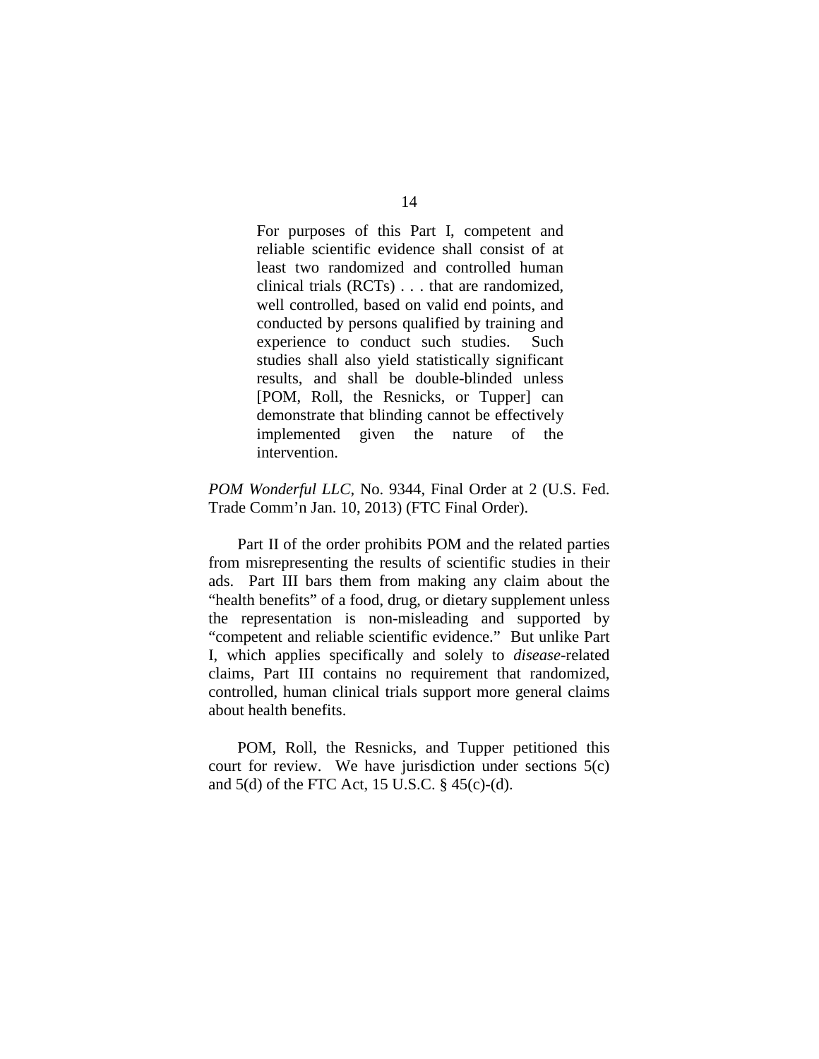> For purposes of this Part I, competent and reliable scientific evidence shall consist of at least two randomized and controlled human clinical trials (RCTs) . . . that are randomized, well controlled, based on valid end points, and conducted by persons qualified by training and experience to conduct such studies. Such studies shall also yield statistically significant results, and shall be double-blinded unless [POM, Roll, the Resnicks, or Tupper] can demonstrate that blinding cannot be effectively implemented given the nature of the intervention.

*POM Wonderful LLC*, No. 9344, Final Order at 2 (U.S. Fed. Trade Comm'n Jan. 10, 2013) (FTC Final Order).

Part II of the order prohibits POM and the related parties from misrepresenting the results of scientific studies in their ads. Part III bars them from making any claim about the "health benefits" of a food, drug, or dietary supplement unless the representation is non-misleading and supported by "competent and reliable scientific evidence." But unlike Part I, which applies specifically and solely to *disease*-related claims, Part III contains no requirement that randomized, controlled, human clinical trials support more general claims about health benefits.

POM, Roll, the Resnicks, and Tupper petitioned this court for review. We have jurisdiction under sections 5(c) and 5(d) of the FTC Act, 15 U.S.C. § 45(c)-(d).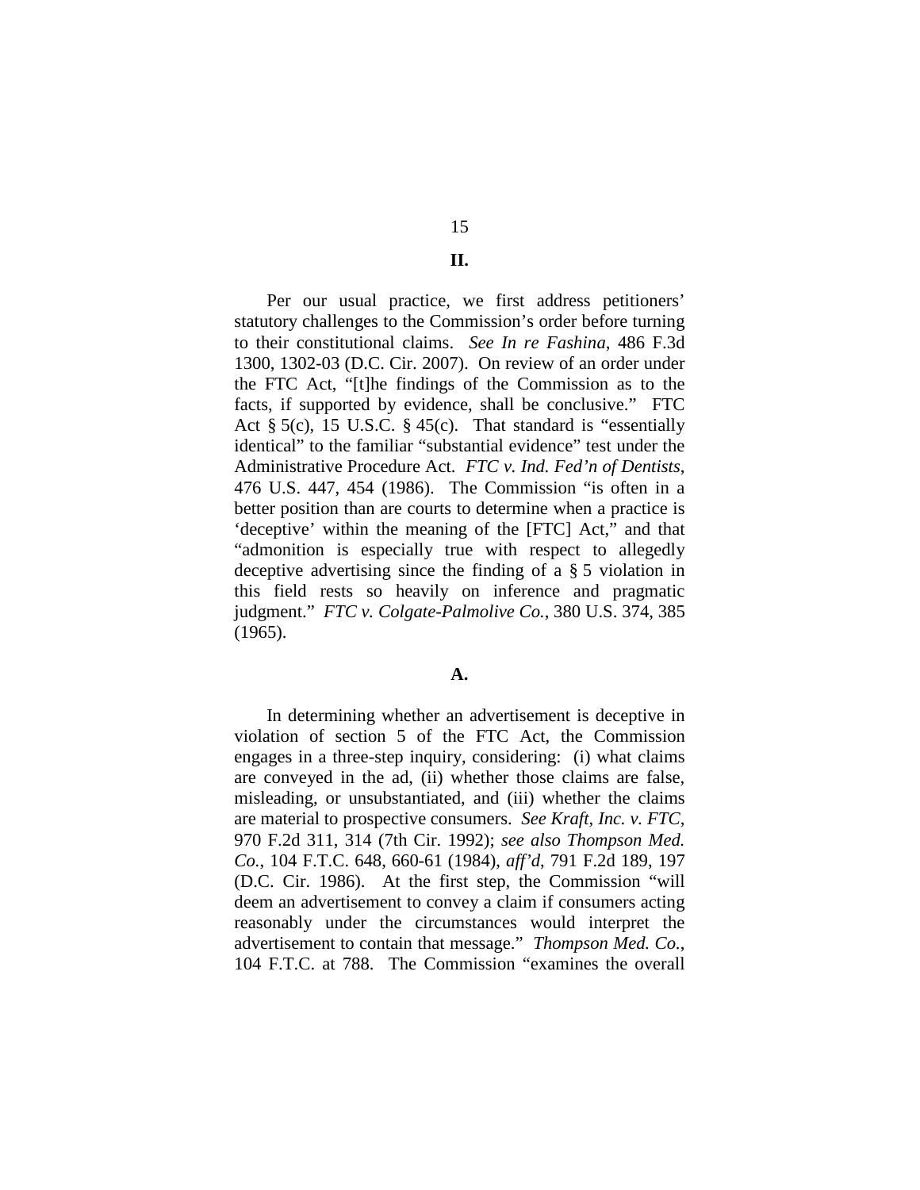## II.

Per our usual practice, we first address petitioners' statutory challenges to the Commission's order before turning to their constitutional claims. *See In re Fashina*, 486 F.3d 1300, 1302-03 (D.C. Cir. 2007). On review of an order under the FTC Act, "[t]he findings of the Commission as to the facts, if supported by evidence, shall be conclusive." FTC Act § 5(c), 15 U.S.C. § 45(c). That standard is "essentially identical" to the familiar "substantial evidence" test under the Administrative Procedure Act. *FTC v. Ind. Fed'n of Dentists*, 476 U.S. 447, 454 (1986). The Commission "is often in a better position than are courts to determine when a practice is 'deceptive' within the meaning of the [FTC] Act," and that "admonition is especially true with respect to allegedly deceptive advertising since the finding of a § 5 violation in this field rests so heavily on inference and pragmatic judgment." *FTC v. Colgate-Palmolive Co.*, 380 U.S. 374, 385 (1965).

### A.

In determining whether an advertisement is deceptive in violation of section 5 of the FTC Act, the Commission engages in a three-step inquiry, considering: (i) what claims are conveyed in the ad, (ii) whether those claims are false, misleading, or unsubstantiated, and (iii) whether the claims are material to prospective consumers. *See Kraft, Inc. v. FTC*, 970 F.2d 311, 314 (7th Cir. 1992); *see also Thompson Med. Co.*, 104 F.T.C. 648, 660-61 (1984), *aff'd*, 791 F.2d 189, 197 (D.C. Cir. 1986). At the first step, the Commission "will deem an advertisement to convey a claim if consumers acting reasonably under the circumstances would interpret the advertisement to contain that message." *Thompson Med. Co.*, 104 F.T.C. at 788. The Commission "examines the overall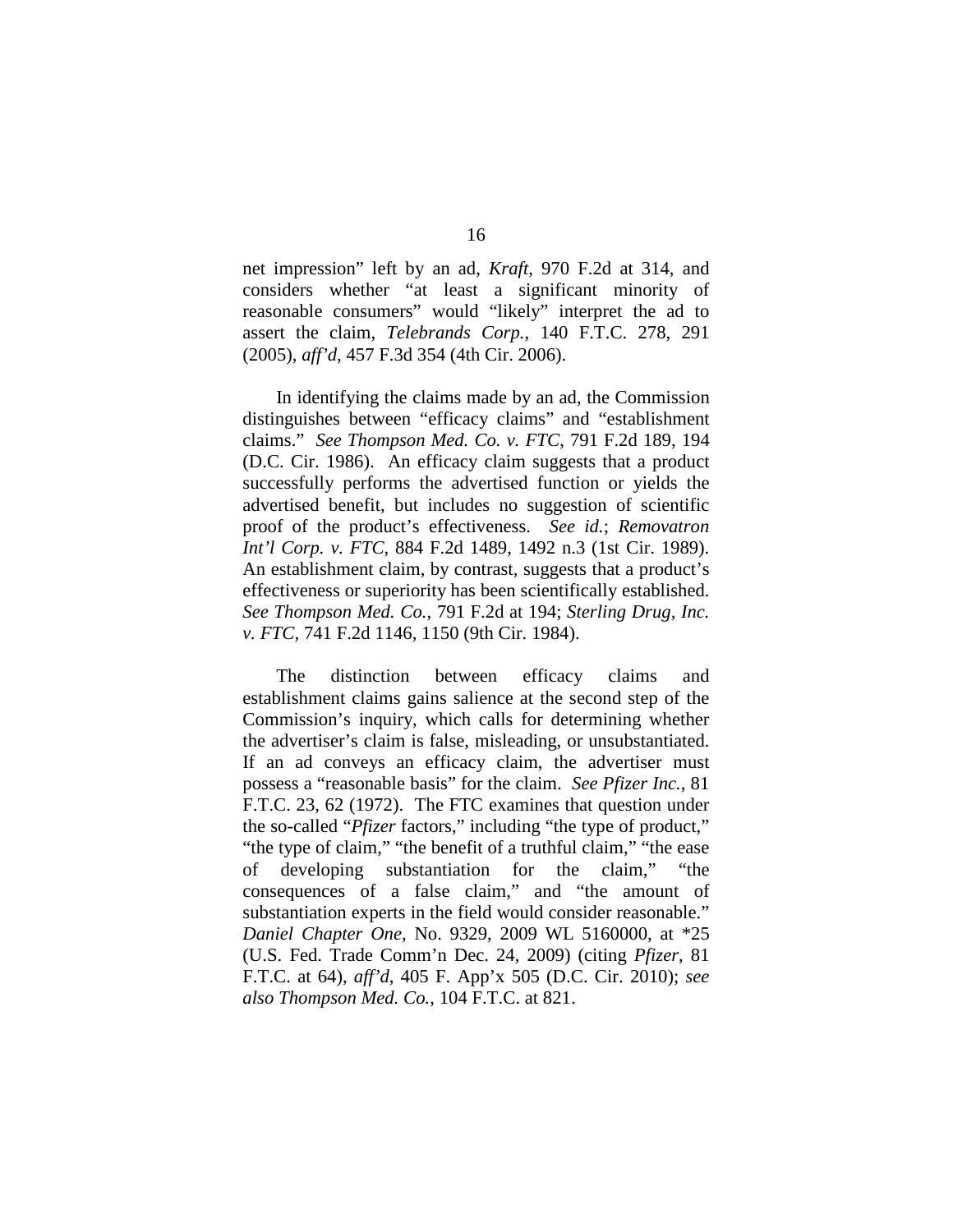net impression" left by an ad, *Kraft*, 970 F.2d at 314, and considers whether "at least a significant minority of reasonable consumers" would "likely" interpret the ad to assert the claim, *Telebrands Corp.*, 140 F.T.C. 278, 291 (2005), *aff'd*, 457 F.3d 354 (4th Cir. 2006).

In identifying the claims made by an ad, the Commission distinguishes between "efficacy claims" and "establishment claims." *See Thompson Med. Co. v. FTC*, 791 F.2d 189, 194 (D.C. Cir. 1986). An efficacy claim suggests that a product successfully performs the advertised function or yields the advertised benefit, but includes no suggestion of scientific proof of the product's effectiveness. *See id.*; *Removatron Int'l Corp. v. FTC*, 884 F.2d 1489, 1492 n.3 (1st Cir. 1989). An establishment claim, by contrast, suggests that a product's effectiveness or superiority has been scientifically established. *See Thompson Med. Co.*, 791 F.2d at 194; *Sterling Drug, Inc. v. FTC*, 741 F.2d 1146, 1150 (9th Cir. 1984).

The distinction between efficacy claims and establishment claims gains salience at the second step of the Commission's inquiry, which calls for determining whether the advertiser's claim is false, misleading, or unsubstantiated. If an ad conveys an efficacy claim, the advertiser must possess a "reasonable basis" for the claim. *See Pfizer Inc.*, 81 F.T.C. 23, 62 (1972). The FTC examines that question under the so-called "*Pfizer* factors," including "the type of product," "the type of claim," "the benefit of a truthful claim," "the ease of developing substantiation for the claim," "the consequences of a false claim," and "the amount of substantiation experts in the field would consider reasonable." *Daniel Chapter One*, No. 9329, 2009 WL 5160000, at *25 (U.S. Fed. Trade Comm'n Dec. 24, 2009) (citing *Pfizer*, 81 F.T.C. at 64), *aff'd*, 405 F. App'x 505 (D.C. Cir. 2010); *see also Thompson Med. Co.*, 104 F.T.C. at 821.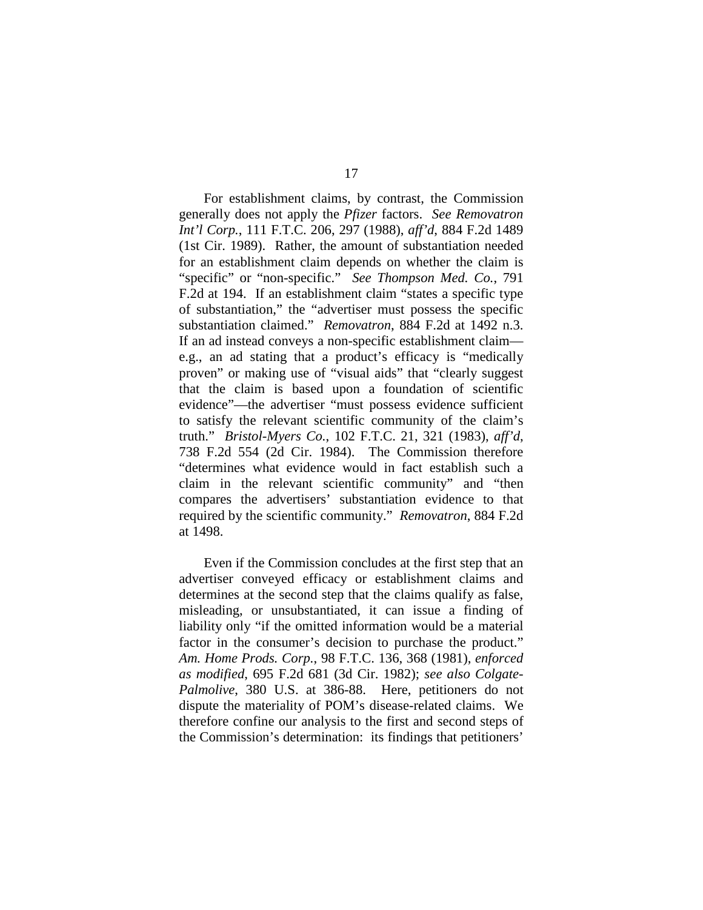For establishment claims, by contrast, the Commission generally does not apply the *Pfizer* factors. *See Removatron Int'l Corp.*, 111 F.T.C. 206, 297 (1988), *aff'd*, 884 F.2d 1489 (1st Cir. 1989). Rather, the amount of substantiation needed for an establishment claim depends on whether the claim is "specific" or "non-specific." *See Thompson Med. Co.*, 791 F.2d at 194. If an establishment claim "states a specific type of substantiation," the "advertiser must possess the specific substantiation claimed." *Removatron*, 884 F.2d at 1492 n.3. If an ad instead conveys a non-specific establishment claim—e.g., an ad stating that a product's efficacy is "medically proven" or making use of "visual aids" that "clearly suggest that the claim is based upon a foundation of scientific evidence"—the advertiser "must possess evidence sufficient to satisfy the relevant scientific community of the claim's truth." *Bristol-Myers Co.*, 102 F.T.C. 21, 321 (1983), *aff'd*, 738 F.2d 554 (2d Cir. 1984). The Commission therefore "determines what evidence would in fact establish such a claim in the relevant scientific community" and "then compares the advertisers' substantiation evidence to that required by the scientific community." *Removatron*, 884 F.2d at 1498.

Even if the Commission concludes at the first step that an advertiser conveyed efficacy or establishment claims and determines at the second step that the claims qualify as false, misleading, or unsubstantiated, it can issue a finding of liability only "if the omitted information would be a material factor in the consumer's decision to purchase the product." *Am. Home Prods. Corp.*, 98 F.T.C. 136, 368 (1981), *enforced as modified*, 695 F.2d 681 (3d Cir. 1982); *see also Colgate-Palmolive*, 380 U.S. at 386-88. Here, petitioners do not dispute the materiality of POM's disease-related claims. We therefore confine our analysis to the first and second steps of the Commission's determination: its findings that petitioners'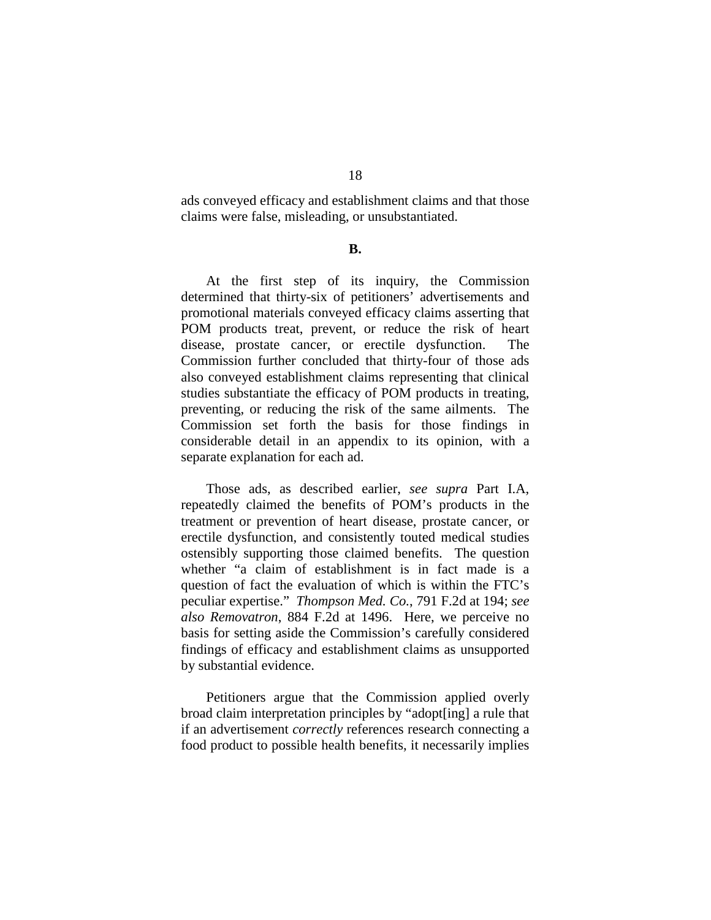ads conveyed efficacy and establishment claims and that those claims were false, misleading, or unsubstantiated.

**B.**

At the first step of its inquiry, the Commission determined that thirty-six of petitioners' advertisements and promotional materials conveyed efficacy claims asserting that POM products treat, prevent, or reduce the risk of heart disease, prostate cancer, or erectile dysfunction. The Commission further concluded that thirty-four of those ads also conveyed establishment claims representing that clinical studies substantiate the efficacy of POM products in treating, preventing, or reducing the risk of the same ailments. The Commission set forth the basis for those findings in considerable detail in an appendix to its opinion, with a separate explanation for each ad.

Those ads, as described earlier, *see supra* Part I.A, repeatedly claimed the benefits of POM's products in the treatment or prevention of heart disease, prostate cancer, or erectile dysfunction, and consistently touted medical studies ostensibly supporting those claimed benefits. The question whether "a claim of establishment is in fact made is a question of fact the evaluation of which is within the FTC's peculiar expertise." *Thompson Med. Co.*, 791 F.2d at 194; *see also Removatron*, 884 F.2d at 1496. Here, we perceive no basis for setting aside the Commission's carefully considered findings of efficacy and establishment claims as unsupported by substantial evidence.

Petitioners argue that the Commission applied overly broad claim interpretation principles by "adopt[ing] a rule that if an advertisement *correctly* references research connecting a food product to possible health benefits, it necessarily implies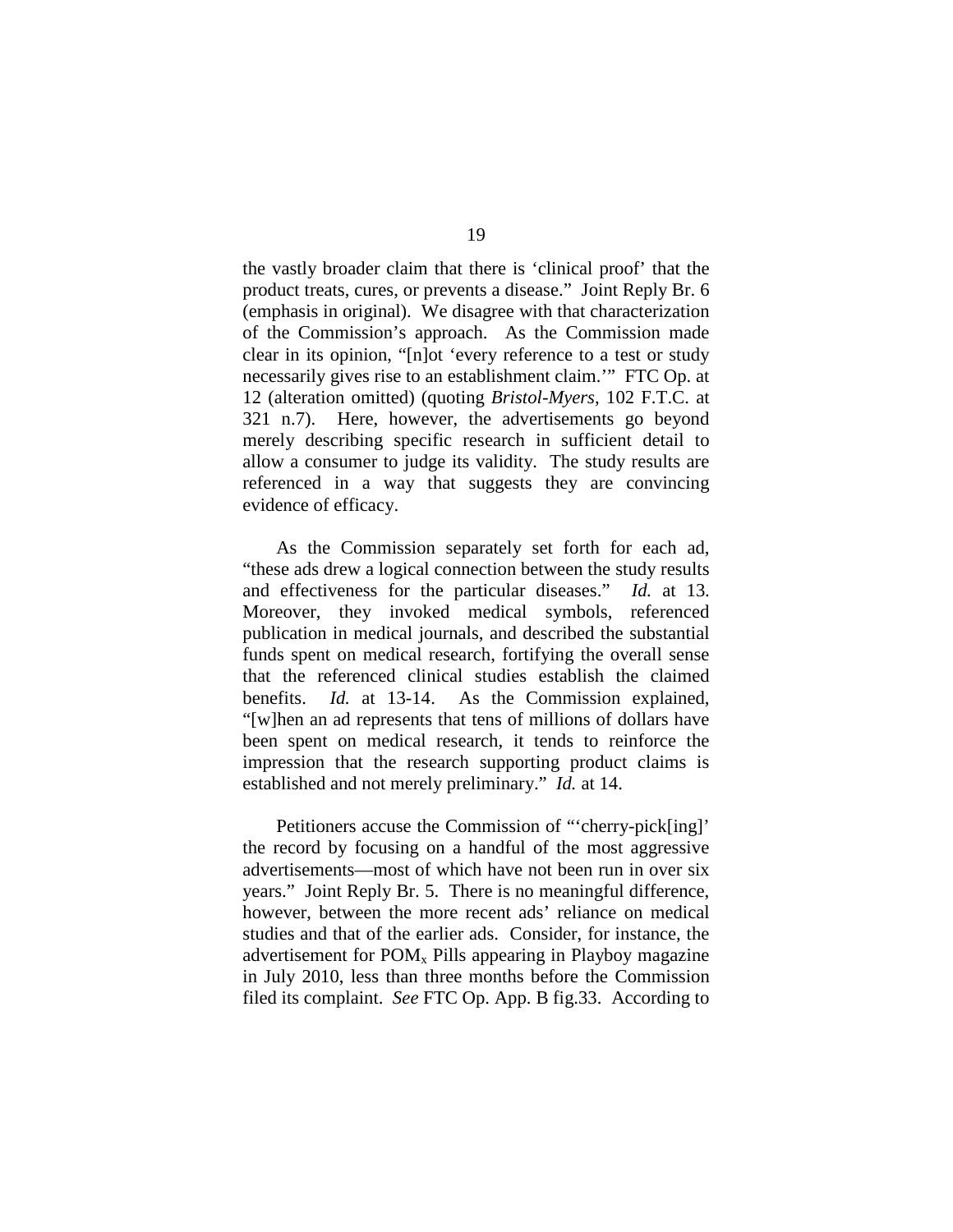the vastly broader claim that there is 'clinical proof' that the product treats, cures, or prevents a disease." Joint Reply Br. 6 (emphasis in original). We disagree with that characterization of the Commission's approach. As the Commission made clear in its opinion, "[n]ot 'every reference to a test or study necessarily gives rise to an establishment claim.'" FTC Op. at 12 (alteration omitted) (quoting *Bristol-Myers*, 102 F.T.C. at 321 n.7). Here, however, the advertisements go beyond merely describing specific research in sufficient detail to allow a consumer to judge its validity. The study results are referenced in a way that suggests they are convincing evidence of efficacy.

As the Commission separately set forth for each ad, "these ads drew a logical connection between the study results and effectiveness for the particular diseases." *Id.* at 13. Moreover, they invoked medical symbols, referenced publication in medical journals, and described the substantial funds spent on medical research, fortifying the overall sense that the referenced clinical studies establish the claimed benefits. *Id.* at 13-14. As the Commission explained, "[w]hen an ad represents that tens of millions of dollars have been spent on medical research, it tends to reinforce the impression that the research supporting product claims is established and not merely preliminary." *Id.* at 14.

Petitioners accuse the Commission of "'cherry-pick[ing]' the record by focusing on a handful of the most aggressive advertisements—most of which have not been run in over six years." Joint Reply Br. 5. There is no meaningful difference, however, between the more recent ads' reliance on medical studies and that of the earlier ads. Consider, for instance, the advertisement for $POM_x$ Pills appearing in Playboy magazine in July 2010, less than three months before the Commission filed its complaint. *See* FTC Op. App. B fig.33. According to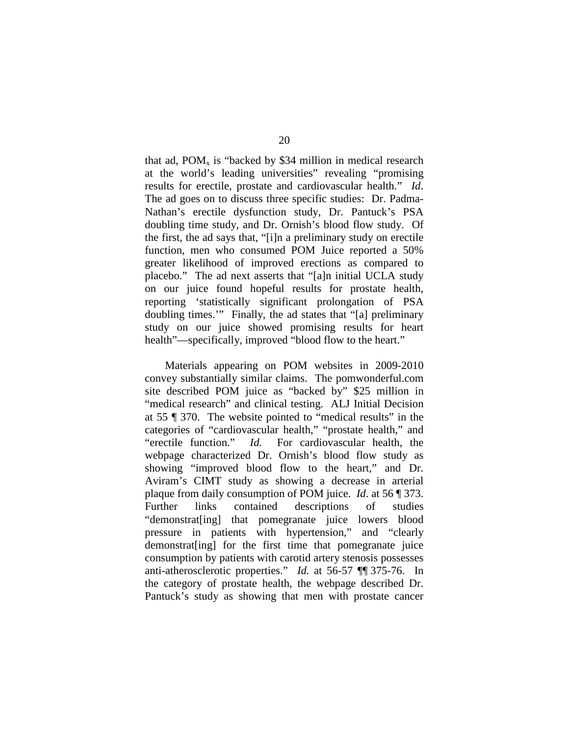that ad, $POM_x$ is "backed by \$34 million in medical research at the world's leading universities" revealing "promising results for erectile, prostate and cardiovascular health." *Id*. The ad goes on to discuss three specific studies: Dr. Padma-Nathan's erectile dysfunction study, Dr. Pantuck's PSA doubling time study, and Dr. Ornish's blood flow study. Of the first, the ad says that, "[i]n a preliminary study on erectile function, men who consumed POM Juice reported a 50% greater likelihood of improved erections as compared to placebo." The ad next asserts that "[a]n initial UCLA study on our juice found hopeful results for prostate health, reporting 'statistically significant prolongation of PSA doubling times.'" Finally, the ad states that "[a] preliminary study on our juice showed promising results for heart health"—specifically, improved "blood flow to the heart."

Materials appearing on POM websites in 2009-2010 convey substantially similar claims. The pomwonderful.com site described POM juice as "backed by" \$25 million in "medical research" and clinical testing. ALJ Initial Decision at 55 ¶ 370. The website pointed to "medical results" in the categories of "cardiovascular health," "prostate health," and "erectile function." *Id.* For cardiovascular health, the webpage characterized Dr. Ornish's blood flow study as showing "improved blood flow to the heart," and Dr. Aviram's CIMT study as showing a decrease in arterial plaque from daily consumption of POM juice. *Id*. at 56 ¶ 373. Further links contained descriptions of studies "demonstrat[ing] that pomegranate juice lowers blood pressure in patients with hypertension," and "clearly demonstrat[ing] for the first time that pomegranate juice consumption by patients with carotid artery stenosis possesses anti-atherosclerotic properties." *Id.* at 56-57 ¶¶ 375-76. In the category of prostate health, the webpage described Dr. Pantuck's study as showing that men with prostate cancer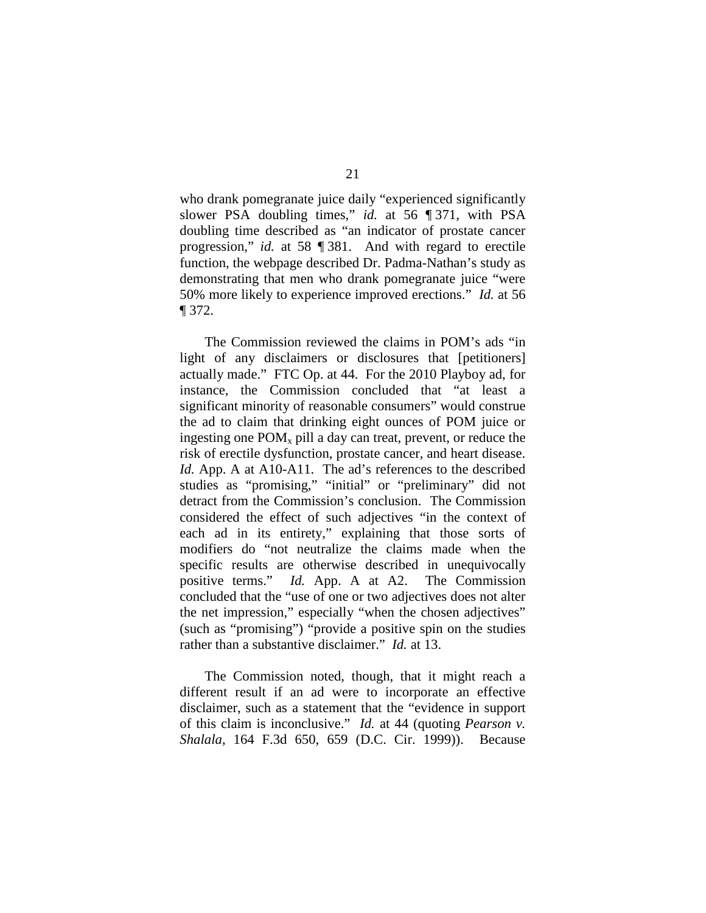who drank pomegranate juice daily "experienced significantly slower PSA doubling times," *id.* at 56 ¶ 371, with PSA doubling time described as "an indicator of prostate cancer progression," *id.* at 58 ¶ 381. And with regard to erectile function, the webpage described Dr. Padma-Nathan's study as demonstrating that men who drank pomegranate juice "were 50% more likely to experience improved erections." *Id.* at 56 ¶ 372.

The Commission reviewed the claims in POM's ads "in light of any disclaimers or disclosures that [petitioners] actually made." FTC Op. at 44. For the 2010 Playboy ad, for instance, the Commission concluded that "at least a significant minority of reasonable consumers" would construe the ad to claim that drinking eight ounces of POM juice or ingesting one $POM_x$ pill a day can treat, prevent, or reduce the risk of erectile dysfunction, prostate cancer, and heart disease. *Id.* App. A at A10-A11. The ad's references to the described studies as "promising," "initial" or "preliminary" did not detract from the Commission's conclusion. The Commission considered the effect of such adjectives "in the context of each ad in its entirety," explaining that those sorts of modifiers do "not neutralize the claims made when the specific results are otherwise described in unequivocally positive terms." *Id.* App. A at A2. The Commission concluded that the "use of one or two adjectives does not alter the net impression," especially "when the chosen adjectives" (such as "promising") "provide a positive spin on the studies rather than a substantive disclaimer." *Id.* at 13.

The Commission noted, though, that it might reach a different result if an ad were to incorporate an effective disclaimer, such as a statement that the "evidence in support of this claim is inconclusive." *Id.* at 44 (quoting *Pearson v. Shalala*, 164 F.3d 650, 659 (D.C. Cir. 1999)). Because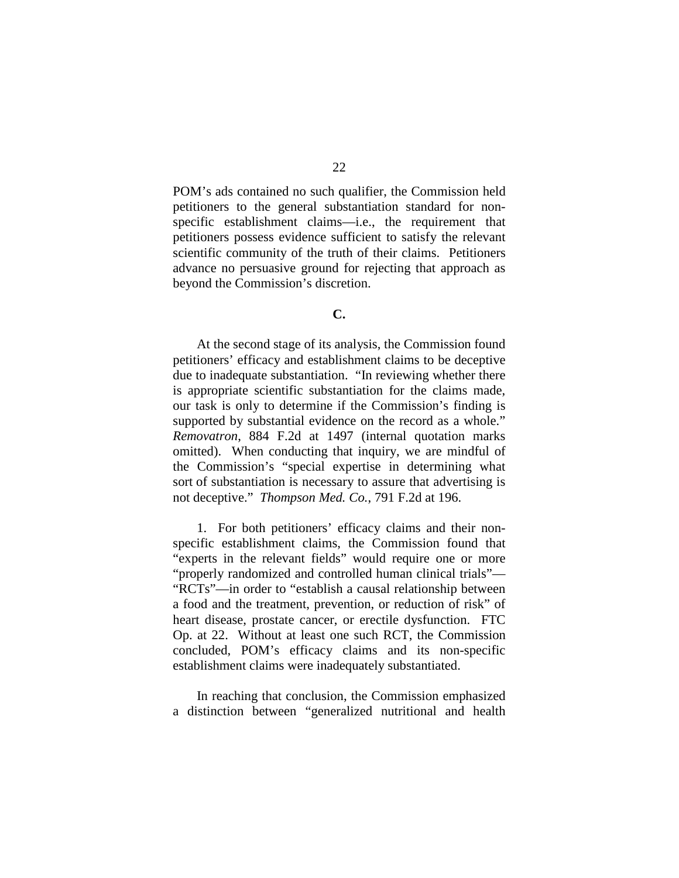POM's ads contained no such qualifier, the Commission held petitioners to the general substantiation standard for non-specific establishment claims—i.e., the requirement that petitioners possess evidence sufficient to satisfy the relevant scientific community of the truth of their claims. Petitioners advance no persuasive ground for rejecting that approach as beyond the Commission's discretion.

### C.

At the second stage of its analysis, the Commission found petitioners' efficacy and establishment claims to be deceptive due to inadequate substantiation. "In reviewing whether there is appropriate scientific substantiation for the claims made, our task is only to determine if the Commission's finding is supported by substantial evidence on the record as a whole." *Removatron*, 884 F.2d at 1497 (internal quotation marks omitted). When conducting that inquiry, we are mindful of the Commission's "special expertise in determining what sort of substantiation is necessary to assure that advertising is not deceptive." *Thompson Med. Co.*, 791 F.2d at 196.

1. For both petitioners' efficacy claims and their non-specific establishment claims, the Commission found that "experts in the relevant fields" would require one or more "properly randomized and controlled human clinical trials"—"RCTs"—in order to "establish a causal relationship between a food and the treatment, prevention, or reduction of risk" of heart disease, prostate cancer, or erectile dysfunction. FTC Op. at 22. Without at least one such RCT, the Commission concluded, POM's efficacy claims and its non-specific establishment claims were inadequately substantiated.

In reaching that conclusion, the Commission emphasized a distinction between "generalized nutritional and health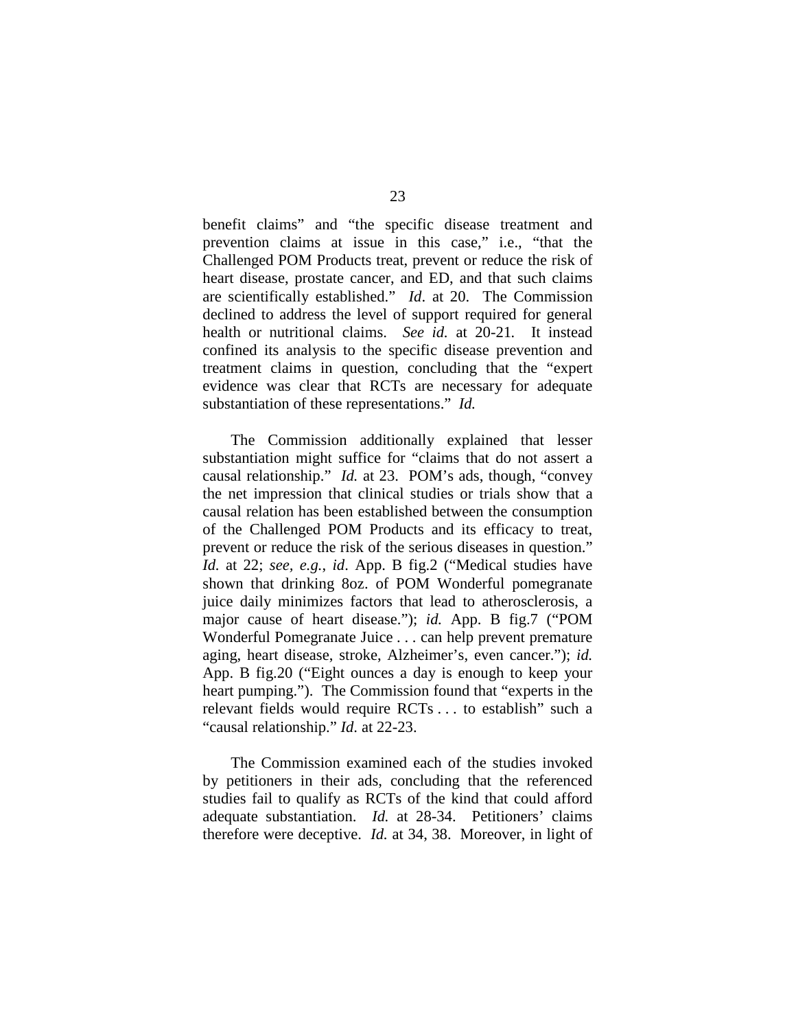benefit claims" and "the specific disease treatment and prevention claims at issue in this case," i.e., "that the Challenged POM Products treat, prevent or reduce the risk of heart disease, prostate cancer, and ED, and that such claims are scientifically established." *Id*. at 20. The Commission declined to address the level of support required for general health or nutritional claims. *See id.* at 20-21. It instead confined its analysis to the specific disease prevention and treatment claims in question, concluding that the "expert evidence was clear that RCTs are necessary for adequate substantiation of these representations." *Id.*

The Commission additionally explained that lesser substantiation might suffice for "claims that do not assert a causal relationship." *Id.* at 23. POM's ads, though, "convey the net impression that clinical studies or trials show that a causal relation has been established between the consumption of the Challenged POM Products and its efficacy to treat, prevent or reduce the risk of the serious diseases in question." *Id.* at 22; *see, e.g.*, *id*. App. B fig.2 ("Medical studies have shown that drinking 8oz. of POM Wonderful pomegranate juice daily minimizes factors that lead to atherosclerosis, a major cause of heart disease."); *id.* App. B fig.7 ("POM Wonderful Pomegranate Juice . . . can help prevent premature aging, heart disease, stroke, Alzheimer's, even cancer."); *id.* App. B fig.20 ("Eight ounces a day is enough to keep your heart pumping."). The Commission found that "experts in the relevant fields would require RCTs . . . to establish" such a "causal relationship." *Id*. at 22-23.

The Commission examined each of the studies invoked by petitioners in their ads, concluding that the referenced studies fail to qualify as RCTs of the kind that could afford adequate substantiation. *Id.* at 28-34. Petitioners' claims therefore were deceptive. *Id.* at 34, 38. Moreover, in light of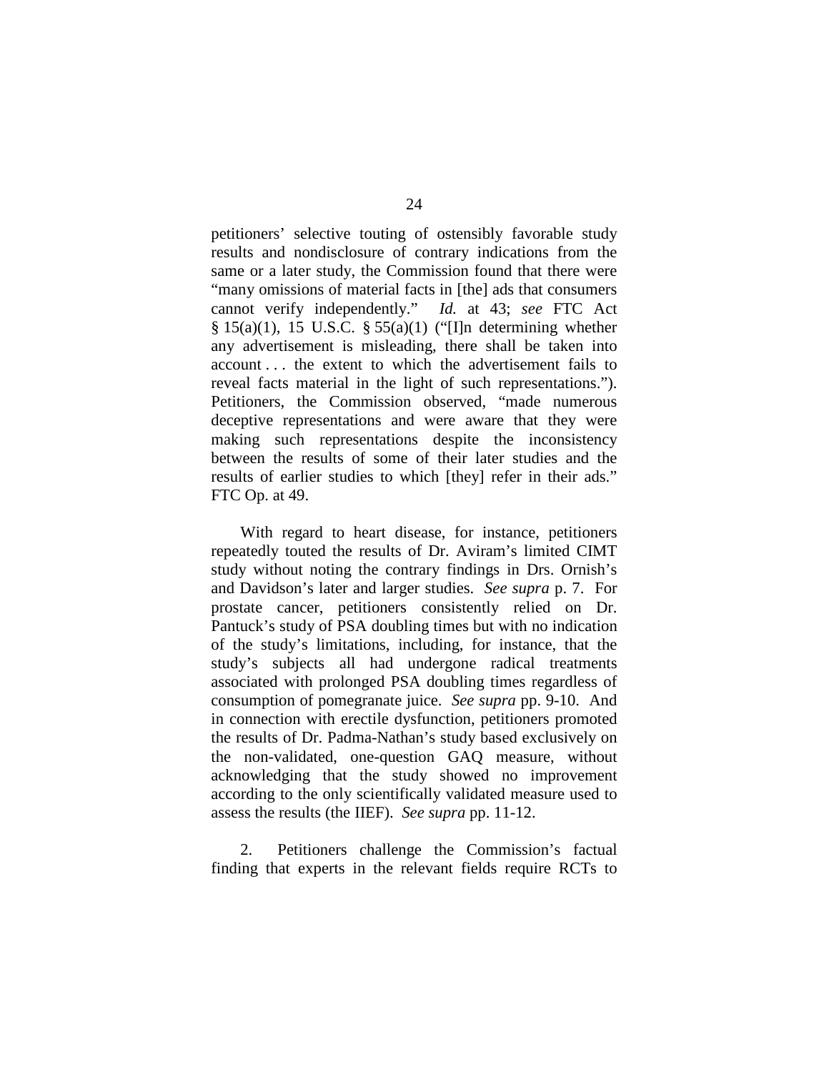petitioners' selective touting of ostensibly favorable study results and nondisclosure of contrary indications from the same or a later study, the Commission found that there were "many omissions of material facts in [the] ads that consumers cannot verify independently." *Id.* at 43; *see* FTC Act § 15(a)(1), 15 U.S.C. § 55(a)(1) ("[I]n determining whether any advertisement is misleading, there shall be taken into account . . . the extent to which the advertisement fails to reveal facts material in the light of such representations."). Petitioners, the Commission observed, "made numerous deceptive representations and were aware that they were making such representations despite the inconsistency between the results of some of their later studies and the results of earlier studies to which [they] refer in their ads." FTC Op. at 49.

With regard to heart disease, for instance, petitioners repeatedly touted the results of Dr. Aviram's limited CIMT study without noting the contrary findings in Drs. Ornish's and Davidson's later and larger studies. *See supra* p. 7. For prostate cancer, petitioners consistently relied on Dr. Pantuck's study of PSA doubling times but with no indication of the study's limitations, including, for instance, that the study's subjects all had undergone radical treatments associated with prolonged PSA doubling times regardless of consumption of pomegranate juice. *See supra* pp. 9-10. And in connection with erectile dysfunction, petitioners promoted the results of Dr. Padma-Nathan's study based exclusively on the non-validated, one-question GAQ measure, without acknowledging that the study showed no improvement according to the only scientifically validated measure used to assess the results (the IIEF). *See supra* pp. 11-12.

2. Petitioners challenge the Commission's factual finding that experts in the relevant fields require RCTs to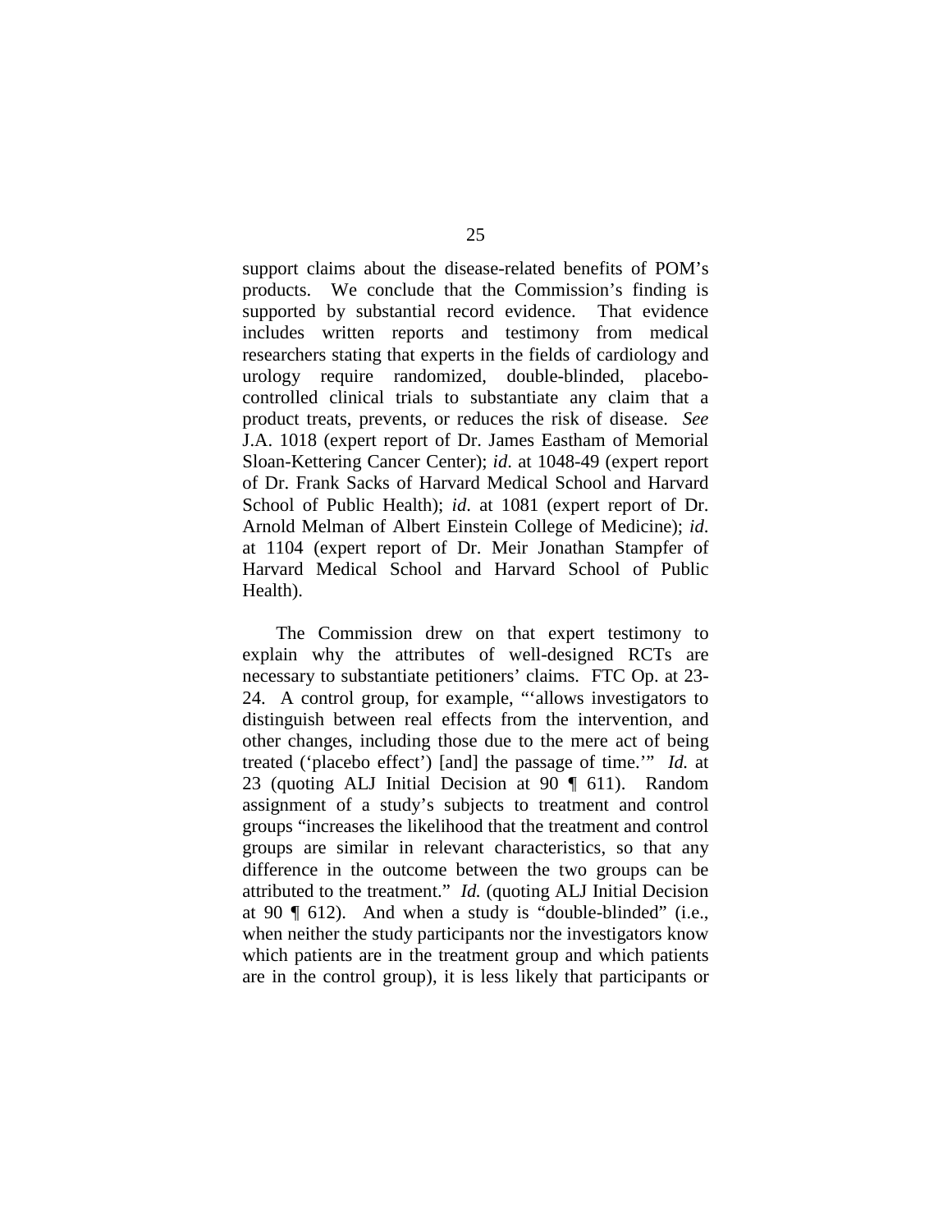support claims about the disease-related benefits of POM's products. We conclude that the Commission's finding is supported by substantial record evidence. That evidence includes written reports and testimony from medical researchers stating that experts in the fields of cardiology and urology require randomized, double-blinded, placebo-controlled clinical trials to substantiate any claim that a product treats, prevents, or reduces the risk of disease. *See* J.A. 1018 (expert report of Dr. James Eastham of Memorial Sloan-Kettering Cancer Center); *id*. at 1048-49 (expert report of Dr. Frank Sacks of Harvard Medical School and Harvard School of Public Health); *id*. at 1081 (expert report of Dr. Arnold Melman of Albert Einstein College of Medicine); *id*. at 1104 (expert report of Dr. Meir Jonathan Stampfer of Harvard Medical School and Harvard School of Public Health).

The Commission drew on that expert testimony to explain why the attributes of well-designed RCTs are necessary to substantiate petitioners' claims. FTC Op. at 23-24. A control group, for example, "'allows investigators to distinguish between real effects from the intervention, and other changes, including those due to the mere act of being treated ('placebo effect') [and] the passage of time.'" *Id.* at 23 (quoting ALJ Initial Decision at 90 ¶ 611). Random assignment of a study's subjects to treatment and control groups "increases the likelihood that the treatment and control groups are similar in relevant characteristics, so that any difference in the outcome between the two groups can be attributed to the treatment." *Id.* (quoting ALJ Initial Decision at 90 ¶ 612). And when a study is "double-blinded" (i.e., when neither the study participants nor the investigators know which patients are in the treatment group and which patients are in the control group), it is less likely that participants or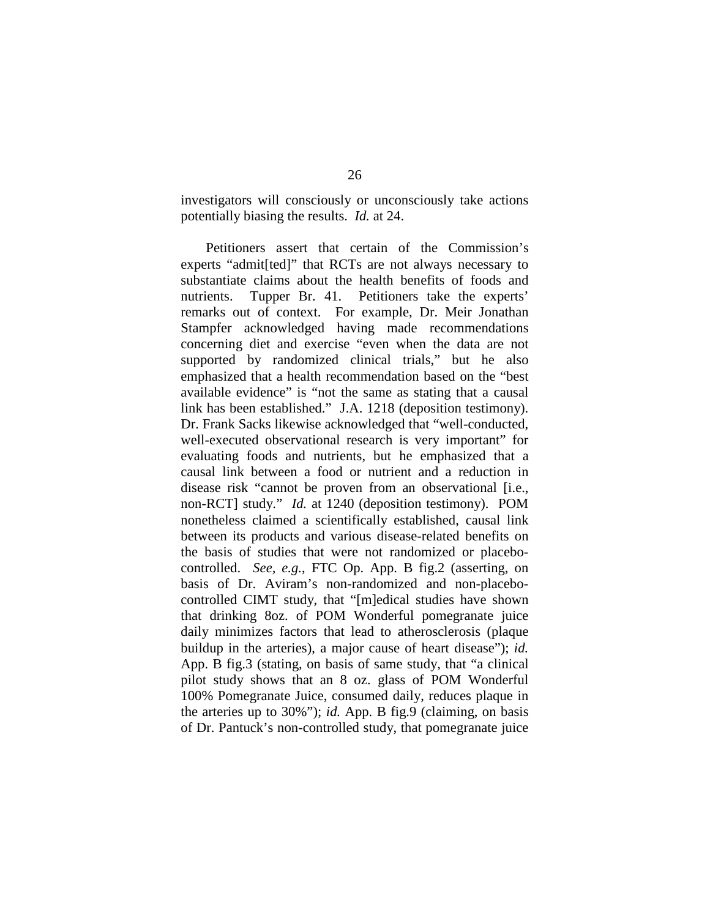investigators will consciously or unconsciously take actions potentially biasing the results. *Id.* at 24.

Petitioners assert that certain of the Commission's experts "admit[ted]" that RCTs are not always necessary to substantiate claims about the health benefits of foods and nutrients. Tupper Br. 41. Petitioners take the experts' remarks out of context. For example, Dr. Meir Jonathan Stampfer acknowledged having made recommendations concerning diet and exercise "even when the data are not supported by randomized clinical trials," but he also emphasized that a health recommendation based on the "best available evidence" is "not the same as stating that a causal link has been established." J.A. 1218 (deposition testimony). Dr. Frank Sacks likewise acknowledged that "well-conducted, well-executed observational research is very important" for evaluating foods and nutrients, but he emphasized that a causal link between a food or nutrient and a reduction in disease risk "cannot be proven from an observational [i.e., non-RCT] study." *Id.* at 1240 (deposition testimony). POM nonetheless claimed a scientifically established, causal link between its products and various disease-related benefits on the basis of studies that were not randomized or placebo-controlled. *See, e.g.*, FTC Op. App. B fig.2 (asserting, on basis of Dr. Aviram's non-randomized and non-placebo-controlled CIMT study, that "[m]edical studies have shown that drinking 8oz. of POM Wonderful pomegranate juice daily minimizes factors that lead to atherosclerosis (plaque buildup in the arteries), a major cause of heart disease"); *id.* App. B fig.3 (stating, on basis of same study, that "a clinical pilot study shows that an 8 oz. glass of POM Wonderful 100% Pomegranate Juice, consumed daily, reduces plaque in the arteries up to 30%"); *id.* App. B fig.9 (claiming, on basis of Dr. Pantuck's non-controlled study, that pomegranate juice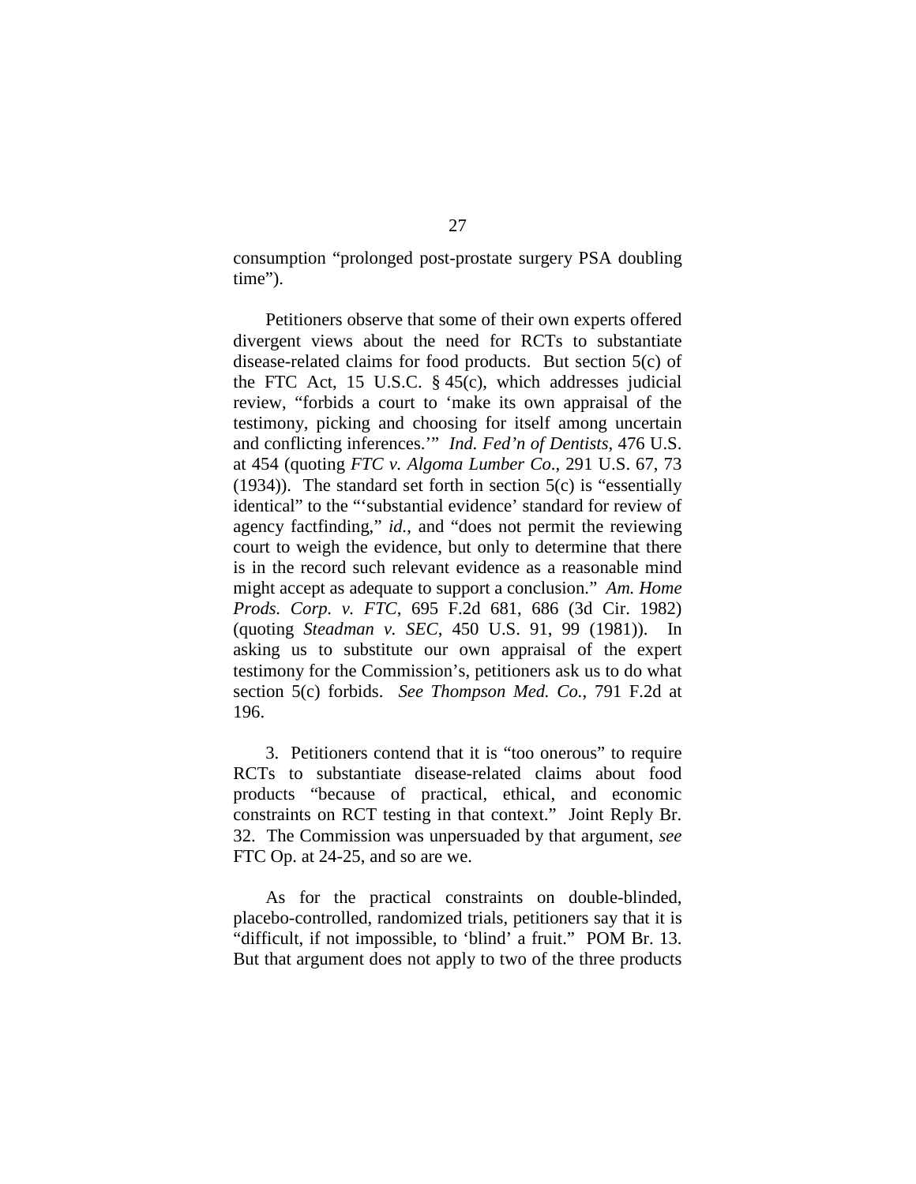consumption "prolonged post-prostate surgery PSA doubling time").

Petitioners observe that some of their own experts offered divergent views about the need for RCTs to substantiate disease-related claims for food products. But section 5(c) of the FTC Act, 15 U.S.C. § 45(c), which addresses judicial review, "forbids a court to 'make its own appraisal of the testimony, picking and choosing for itself among uncertain and conflicting inferences.'" *Ind. Fed'n of Dentists*, 476 U.S. at 454 (quoting *FTC v. Algoma Lumber Co.*, 291 U.S. 67, 73 (1934)). The standard set forth in section 5(c) is "essentially identical" to the "'substantial evidence' standard for review of agency factfinding," *id.*, and "does not permit the reviewing court to weigh the evidence, but only to determine that there is in the record such relevant evidence as a reasonable mind might accept as adequate to support a conclusion." *Am. Home Prods. Corp. v. FTC*, 695 F.2d 681, 686 (3d Cir. 1982) (quoting *Steadman v. SEC*, 450 U.S. 91, 99 (1981)). In asking us to substitute our own appraisal of the expert testimony for the Commission's, petitioners ask us to do what section 5(c) forbids. *See Thompson Med. Co.*, 791 F.2d at 196.

3. Petitioners contend that it is "too onerous" to require RCTs to substantiate disease-related claims about food products "because of practical, ethical, and economic constraints on RCT testing in that context." Joint Reply Br. 32. The Commission was unpersuaded by that argument, *see* FTC Op. at 24-25, and so are we.

As for the practical constraints on double-blinded, placebo-controlled, randomized trials, petitioners say that it is "difficult, if not impossible, to 'blind' a fruit." POM Br. 13. But that argument does not apply to two of the three products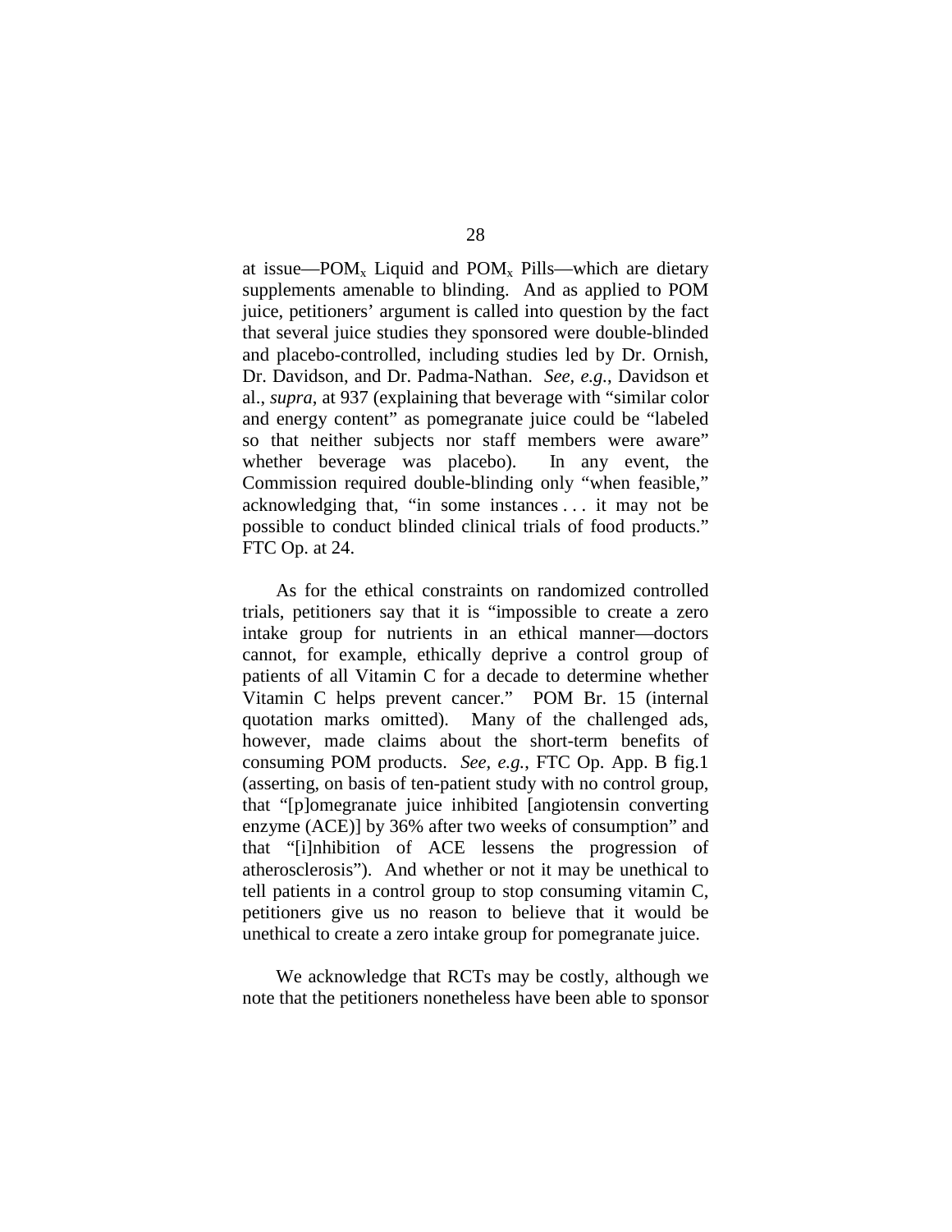at issue—$POM_x$ Liquid and $POM_x$ Pills—which are dietary supplements amenable to blinding. And as applied to POM juice, petitioners' argument is called into question by the fact that several juice studies they sponsored were double-blinded and placebo-controlled, including studies led by Dr. Ornish, Dr. Davidson, and Dr. Padma-Nathan. *See, e.g.*, Davidson et al., *supra*, at 937 (explaining that beverage with "similar color and energy content" as pomegranate juice could be "labeled so that neither subjects nor staff members were aware" whether beverage was placebo). In any event, the Commission required double-blinding only "when feasible," acknowledging that, "in some instances . . . it may not be possible to conduct blinded clinical trials of food products." FTC Op. at 24.

As for the ethical constraints on randomized controlled trials, petitioners say that it is "impossible to create a zero intake group for nutrients in an ethical manner—doctors cannot, for example, ethically deprive a control group of patients of all Vitamin C for a decade to determine whether Vitamin C helps prevent cancer." POM Br. 15 (internal quotation marks omitted). Many of the challenged ads, however, made claims about the short-term benefits of consuming POM products. *See, e.g.*, FTC Op. App. B fig.1 (asserting, on basis of ten-patient study with no control group, that "[p]omegranate juice inhibited [angiotensin converting enzyme (ACE)] by 36% after two weeks of consumption" and that "[i]nhibition of ACE lessens the progression of atherosclerosis"). And whether or not it may be unethical to tell patients in a control group to stop consuming vitamin C, petitioners give us no reason to believe that it would be unethical to create a zero intake group for pomegranate juice.

We acknowledge that RCTs may be costly, although we note that the petitioners nonetheless have been able to sponsor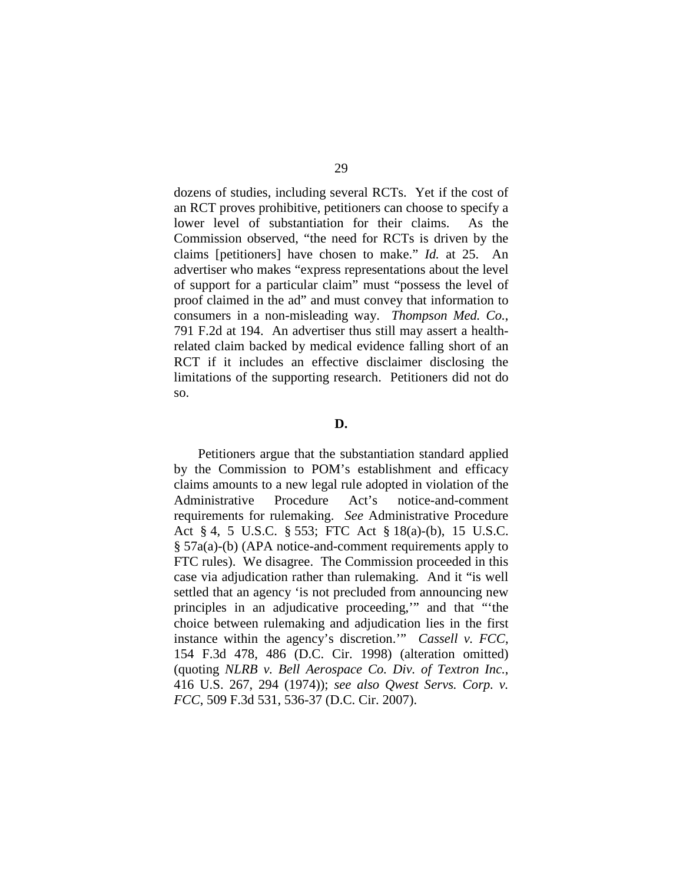dozens of studies, including several RCTs. Yet if the cost of an RCT proves prohibitive, petitioners can choose to specify a lower level of substantiation for their claims. As the Commission observed, "the need for RCTs is driven by the claims [petitioners] have chosen to make." *Id.* at 25. An advertiser who makes "express representations about the level of support for a particular claim" must "possess the level of proof claimed in the ad" and must convey that information to consumers in a non-misleading way. *Thompson Med. Co.*, 791 F.2d at 194. An advertiser thus still may assert a health-related claim backed by medical evidence falling short of an RCT if it includes an effective disclaimer disclosing the limitations of the supporting research. Petitioners did not do so.

**D.**

Petitioners argue that the substantiation standard applied by the Commission to POM's establishment and efficacy claims amounts to a new legal rule adopted in violation of the Administrative Procedure Act's notice-and-comment requirements for rulemaking. *See* Administrative Procedure Act § 4, 5 U.S.C. § 553; FTC Act § 18(a)-(b), 15 U.S.C. § 57a(a)-(b) (APA notice-and-comment requirements apply to FTC rules). We disagree. The Commission proceeded in this case via adjudication rather than rulemaking. And it "is well settled that an agency 'is not precluded from announcing new principles in an adjudicative proceeding,'" and that "'the choice between rulemaking and adjudication lies in the first instance within the agency's discretion.'" *Cassell v. FCC*, 154 F.3d 478, 486 (D.C. Cir. 1998) (alteration omitted) (quoting *NLRB v. Bell Aerospace Co. Div. of Textron Inc.*, 416 U.S. 267, 294 (1974)); *see also Qwest Servs. Corp. v. FCC*, 509 F.3d 531, 536-37 (D.C. Cir. 2007).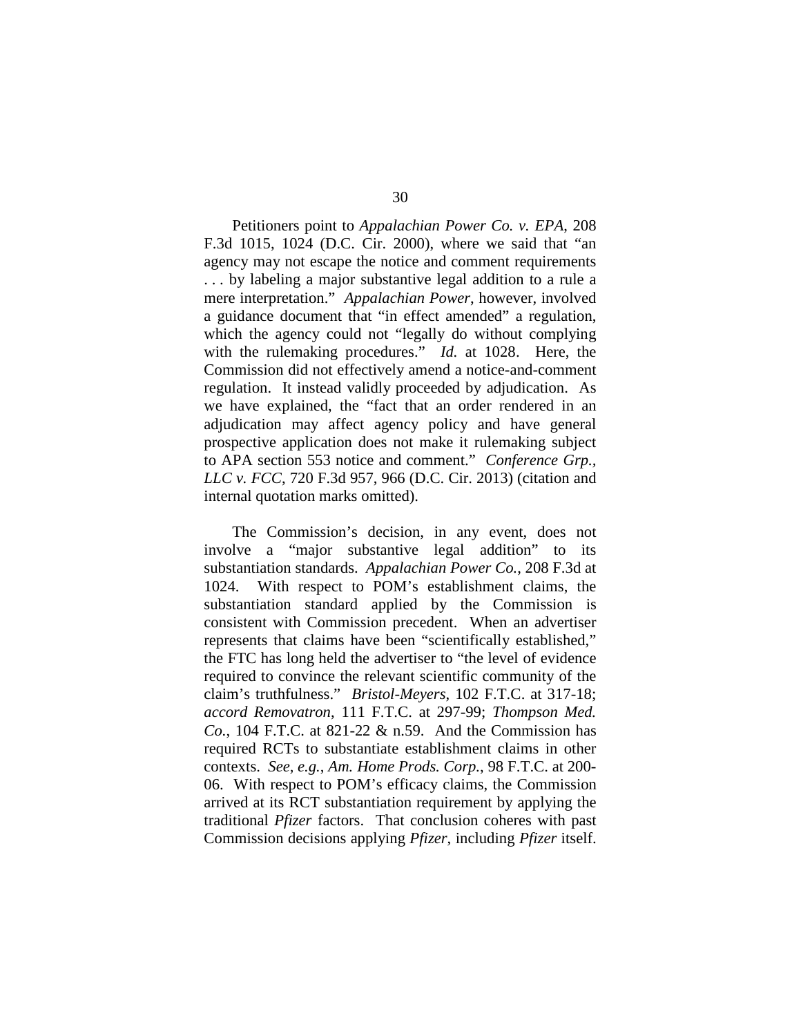Petitioners point to *Appalachian Power Co. v. EPA*, 208 F.3d 1015, 1024 (D.C. Cir. 2000), where we said that "an agency may not escape the notice and comment requirements . . . by labeling a major substantive legal addition to a rule a mere interpretation." *Appalachian Power*, however, involved a guidance document that "in effect amended" a regulation, which the agency could not "legally do without complying with the rulemaking procedures." *Id.* at 1028. Here, the Commission did not effectively amend a notice-and-comment regulation. It instead validly proceeded by adjudication. As we have explained, the "fact that an order rendered in an adjudication may affect agency policy and have general prospective application does not make it rulemaking subject to APA section 553 notice and comment." *Conference Grp., LLC v. FCC*, 720 F.3d 957, 966 (D.C. Cir. 2013) (citation and internal quotation marks omitted).

The Commission's decision, in any event, does not involve a "major substantive legal addition" to its substantiation standards. *Appalachian Power Co.*, 208 F.3d at 1024. With respect to POM's establishment claims, the substantiation standard applied by the Commission is consistent with Commission precedent. When an advertiser represents that claims have been "scientifically established," the FTC has long held the advertiser to "the level of evidence required to convince the relevant scientific community of the claim's truthfulness." *Bristol-Meyers*, 102 F.T.C. at 317-18; *accord Removatron*, 111 F.T.C. at 297-99; *Thompson Med. Co.*, 104 F.T.C. at 821-22 & n.59. And the Commission has required RCTs to substantiate establishment claims in other contexts. *See, e.g.*, *Am. Home Prods. Corp.*, 98 F.T.C. at 200-06. With respect to POM's efficacy claims, the Commission arrived at its RCT substantiation requirement by applying the traditional *Pfizer* factors. That conclusion coheres with past Commission decisions applying *Pfizer*, including *Pfizer* itself.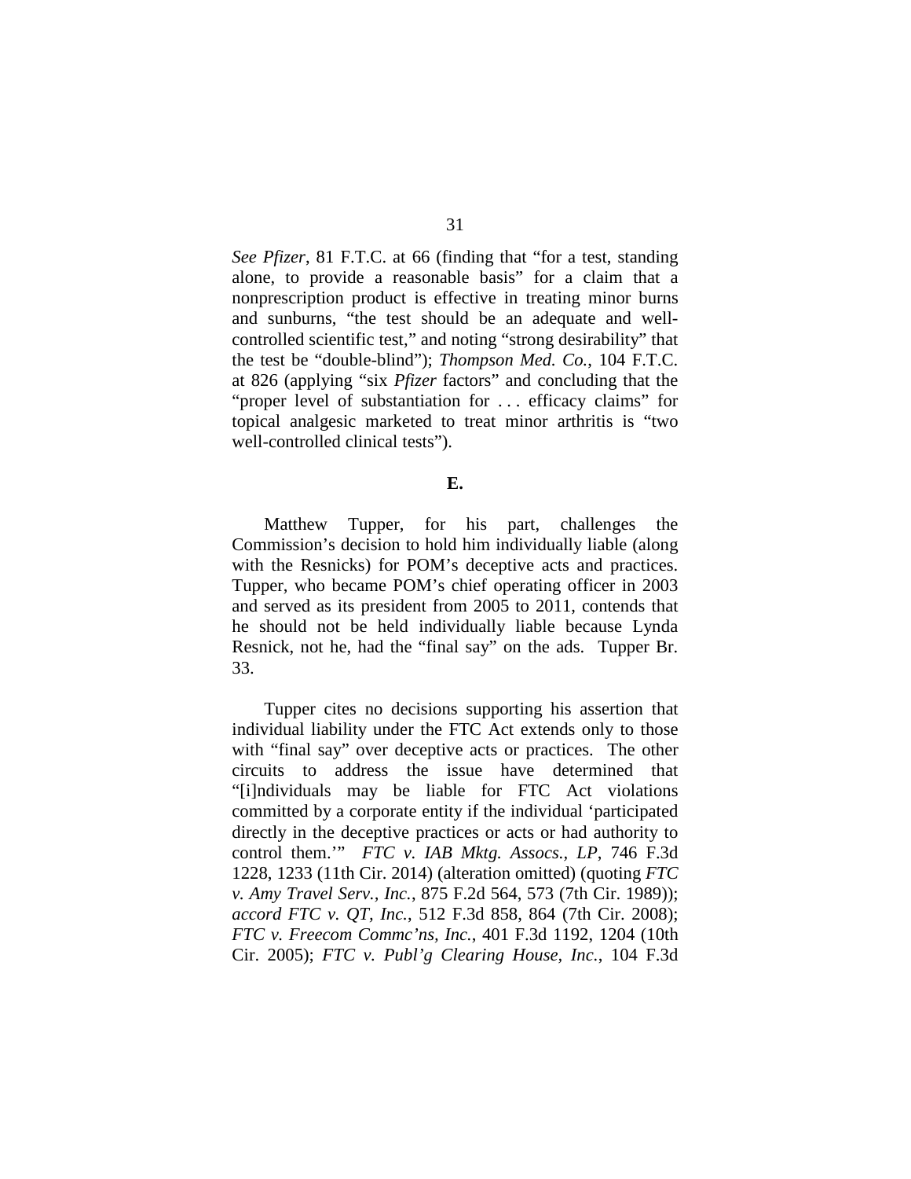*See Pfizer*, 81 F.T.C. at 66 (finding that "for a test, standing alone, to provide a reasonable basis" for a claim that a nonprescription product is effective in treating minor burns and sunburns, "the test should be an adequate and well-controlled scientific test," and noting "strong desirability" that the test be "double-blind"); *Thompson Med. Co.*, 104 F.T.C. at 826 (applying "six *Pfizer* factors" and concluding that the "proper level of substantiation for . . . efficacy claims" for topical analgesic marketed to treat minor arthritis is "two well-controlled clinical tests").

**E.**

Matthew Tupper, for his part, challenges the Commission's decision to hold him individually liable (along with the Resnicks) for POM's deceptive acts and practices. Tupper, who became POM's chief operating officer in 2003 and served as its president from 2005 to 2011, contends that he should not be held individually liable because Lynda Resnick, not he, had the "final say" on the ads. Tupper Br. 33.

Tupper cites no decisions supporting his assertion that individual liability under the FTC Act extends only to those with "final say" over deceptive acts or practices. The other circuits to address the issue have determined that "[i]ndividuals may be liable for FTC Act violations committed by a corporate entity if the individual 'participated directly in the deceptive practices or acts or had authority to control them.'" *FTC v. IAB Mktg. Assocs., LP*, 746 F.3d 1228, 1233 (11th Cir. 2014) (alteration omitted) (quoting *FTC v. Amy Travel Serv., Inc.*, 875 F.2d 564, 573 (7th Cir. 1989)); *accord FTC v. QT, Inc.*, 512 F.3d 858, 864 (7th Cir. 2008); *FTC v. Freecom Commc'ns, Inc.*, 401 F.3d 1192, 1204 (10th Cir. 2005); *FTC v. Publ'g Clearing House, Inc.*, 104 F.3d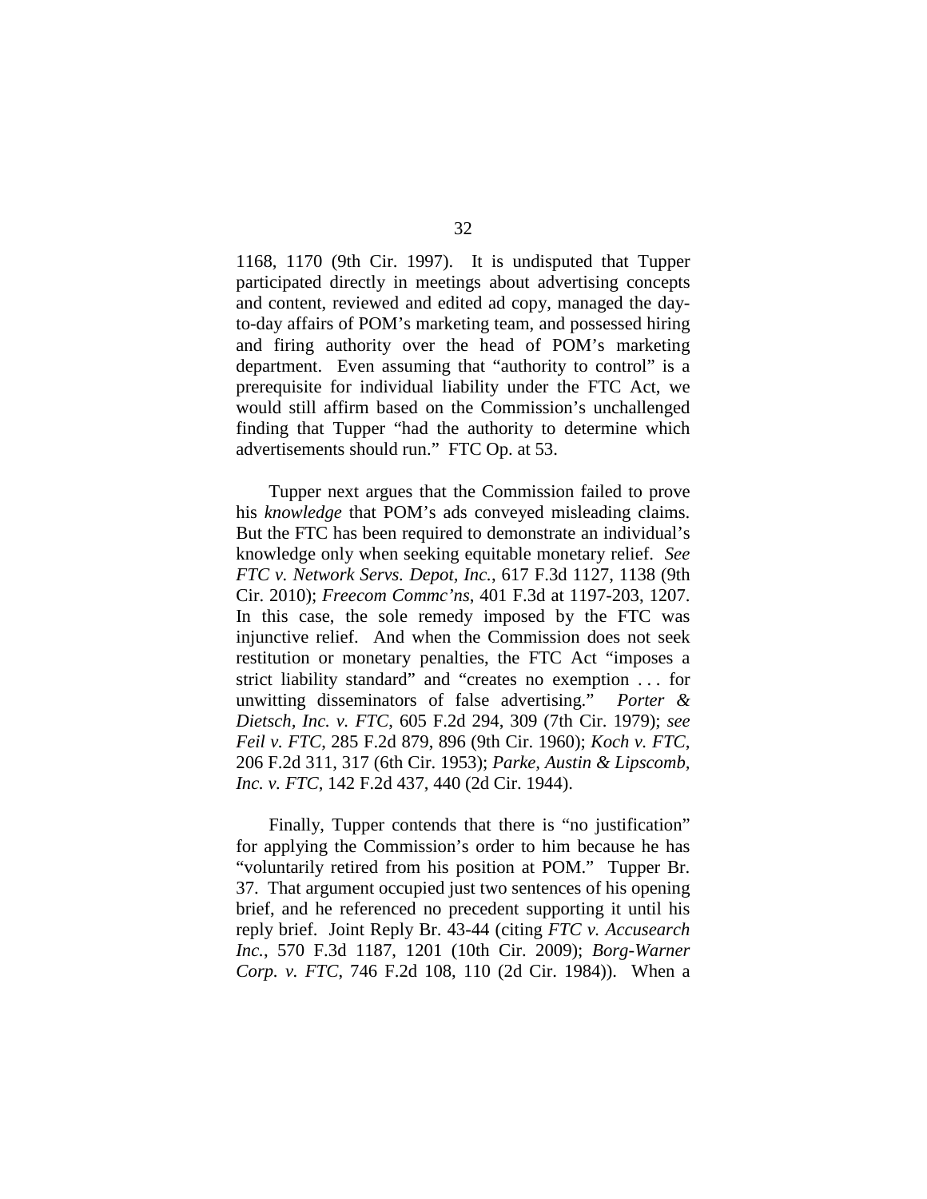1168, 1170 (9th Cir. 1997). It is undisputed that Tupper participated directly in meetings about advertising concepts and content, reviewed and edited ad copy, managed the day-to-day affairs of POM's marketing team, and possessed hiring and firing authority over the head of POM's marketing department. Even assuming that "authority to control" is a prerequisite for individual liability under the FTC Act, we would still affirm based on the Commission's unchallenged finding that Tupper "had the authority to determine which advertisements should run." FTC Op. at 53.

Tupper next argues that the Commission failed to prove his *knowledge* that POM's ads conveyed misleading claims. But the FTC has been required to demonstrate an individual's knowledge only when seeking equitable monetary relief. *See FTC v. Network Servs. Depot, Inc.*, 617 F.3d 1127, 1138 (9th Cir. 2010); *Freecom Commc'ns*, 401 F.3d at 1197-203, 1207. In this case, the sole remedy imposed by the FTC was injunctive relief. And when the Commission does not seek restitution or monetary penalties, the FTC Act "imposes a strict liability standard" and "creates no exemption . . . for unwitting disseminators of false advertising." *Porter & Dietsch, Inc. v. FTC*, 605 F.2d 294, 309 (7th Cir. 1979); *see Feil v. FTC*, 285 F.2d 879, 896 (9th Cir. 1960); *Koch v. FTC*, 206 F.2d 311, 317 (6th Cir. 1953); *Parke, Austin & Lipscomb, Inc. v. FTC*, 142 F.2d 437, 440 (2d Cir. 1944).

Finally, Tupper contends that there is "no justification" for applying the Commission's order to him because he has "voluntarily retired from his position at POM." Tupper Br. 37. That argument occupied just two sentences of his opening brief, and he referenced no precedent supporting it until his reply brief. Joint Reply Br. 43-44 (citing *FTC v. Accusearch Inc.*, 570 F.3d 1187, 1201 (10th Cir. 2009); *Borg-Warner Corp. v. FTC*, 746 F.2d 108, 110 (2d Cir. 1984)). When a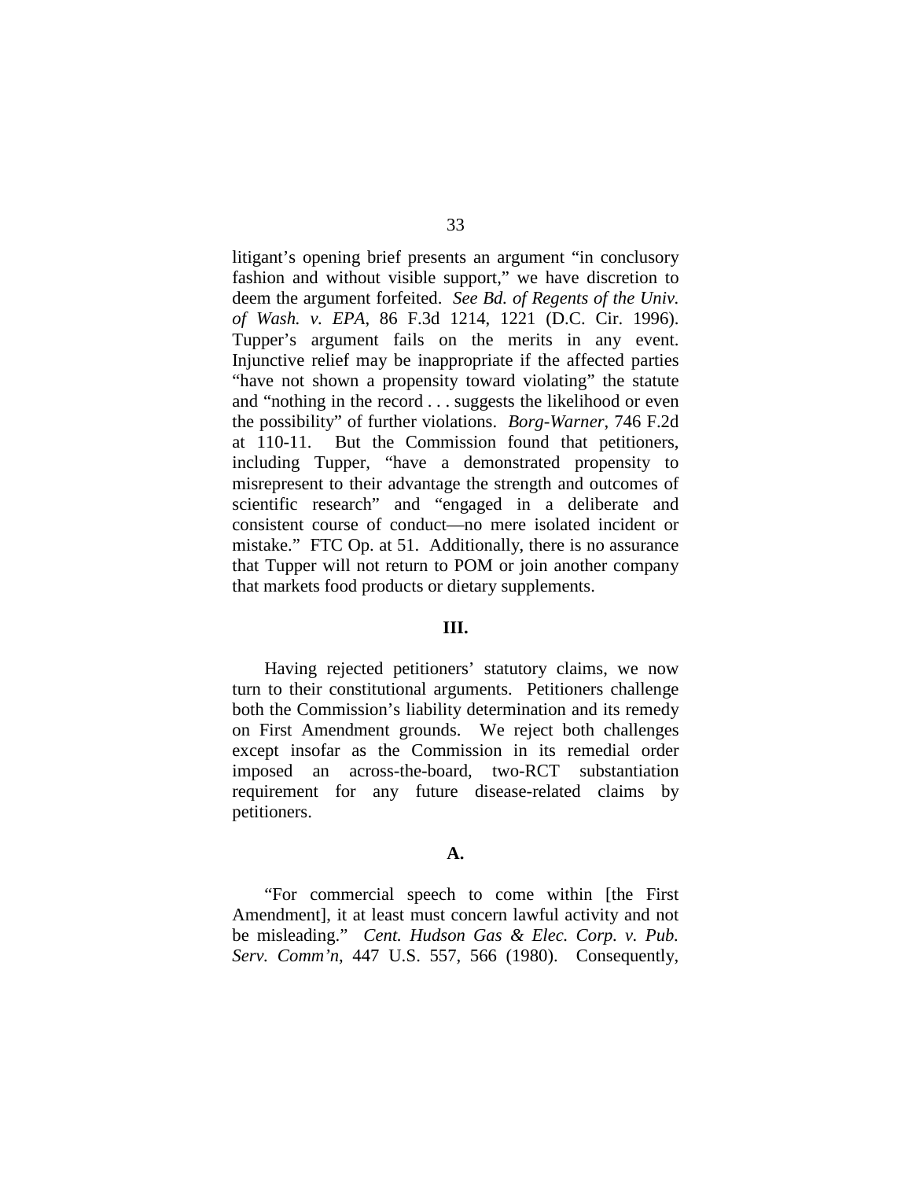litigant's opening brief presents an argument "in conclusory fashion and without visible support," we have discretion to deem the argument forfeited. *See Bd. of Regents of the Univ. of Wash. v. EPA*, 86 F.3d 1214, 1221 (D.C. Cir. 1996). Tupper's argument fails on the merits in any event. Injunctive relief may be inappropriate if the affected parties "have not shown a propensity toward violating" the statute and "nothing in the record . . . suggests the likelihood or even the possibility" of further violations. *Borg-Warner*, 746 F.2d at 110-11. But the Commission found that petitioners, including Tupper, "have a demonstrated propensity to misrepresent to their advantage the strength and outcomes of scientific research" and "engaged in a deliberate and consistent course of conduct—no mere isolated incident or mistake." FTC Op. at 51. Additionally, there is no assurance that Tupper will not return to POM or join another company that markets food products or dietary supplements.

## III.

Having rejected petitioners' statutory claims, we now turn to their constitutional arguments. Petitioners challenge both the Commission's liability determination and its remedy on First Amendment grounds. We reject both challenges except insofar as the Commission in its remedial order imposed an across-the-board, two-RCT substantiation requirement for any future disease-related claims by petitioners.

### A.

"For commercial speech to come within [the First Amendment], it at least must concern lawful activity and not be misleading." *Cent. Hudson Gas & Elec. Corp. v. Pub. Serv. Comm'n*, 447 U.S. 557, 566 (1980). Consequently,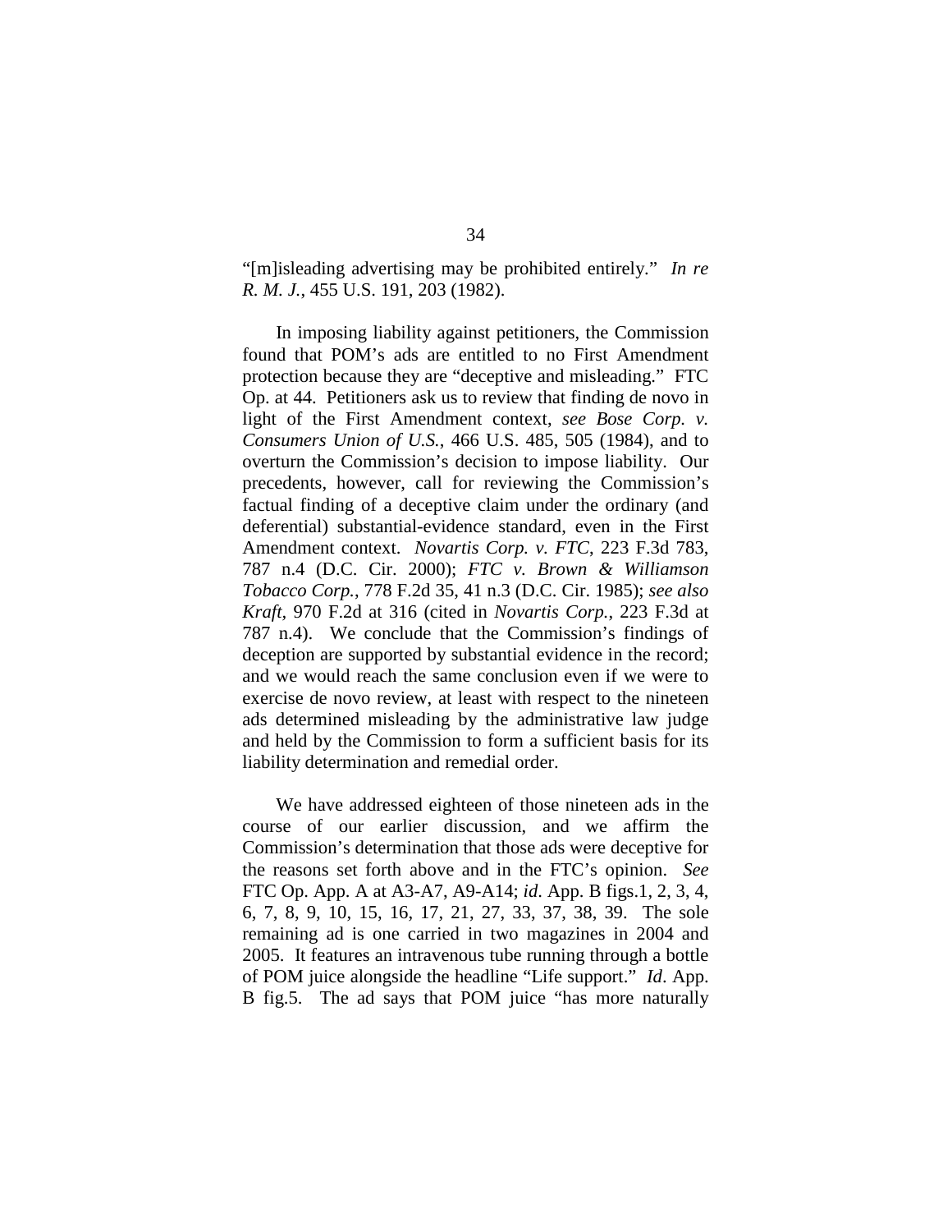"[m]isleading advertising may be prohibited entirely." *In re R. M. J.*, 455 U.S. 191, 203 (1982).

In imposing liability against petitioners, the Commission found that POM's ads are entitled to no First Amendment protection because they are "deceptive and misleading." FTC Op. at 44. Petitioners ask us to review that finding de novo in light of the First Amendment context, *see Bose Corp. v. Consumers Union of U.S.*, 466 U.S. 485, 505 (1984), and to overturn the Commission's decision to impose liability. Our precedents, however, call for reviewing the Commission's factual finding of a deceptive claim under the ordinary (and deferential) substantial-evidence standard, even in the First Amendment context. *Novartis Corp. v. FTC*, 223 F.3d 783, 787 n.4 (D.C. Cir. 2000); *FTC v. Brown & Williamson Tobacco Corp.*, 778 F.2d 35, 41 n.3 (D.C. Cir. 1985); *see also Kraft*, 970 F.2d at 316 (cited in *Novartis Corp.*, 223 F.3d at 787 n.4). We conclude that the Commission's findings of deception are supported by substantial evidence in the record; and we would reach the same conclusion even if we were to exercise de novo review, at least with respect to the nineteen ads determined misleading by the administrative law judge and held by the Commission to form a sufficient basis for its liability determination and remedial order.

We have addressed eighteen of those nineteen ads in the course of our earlier discussion, and we affirm the Commission's determination that those ads were deceptive for the reasons set forth above and in the FTC's opinion. *See* FTC Op. App. A at A3-A7, A9-A14; *id*. App. B figs.1, 2, 3, 4, 6, 7, 8, 9, 10, 15, 16, 17, 21, 27, 33, 37, 38, 39. The sole remaining ad is one carried in two magazines in 2004 and 2005. It features an intravenous tube running through a bottle of POM juice alongside the headline "Life support." *Id*. App. B fig.5. The ad says that POM juice "has more naturally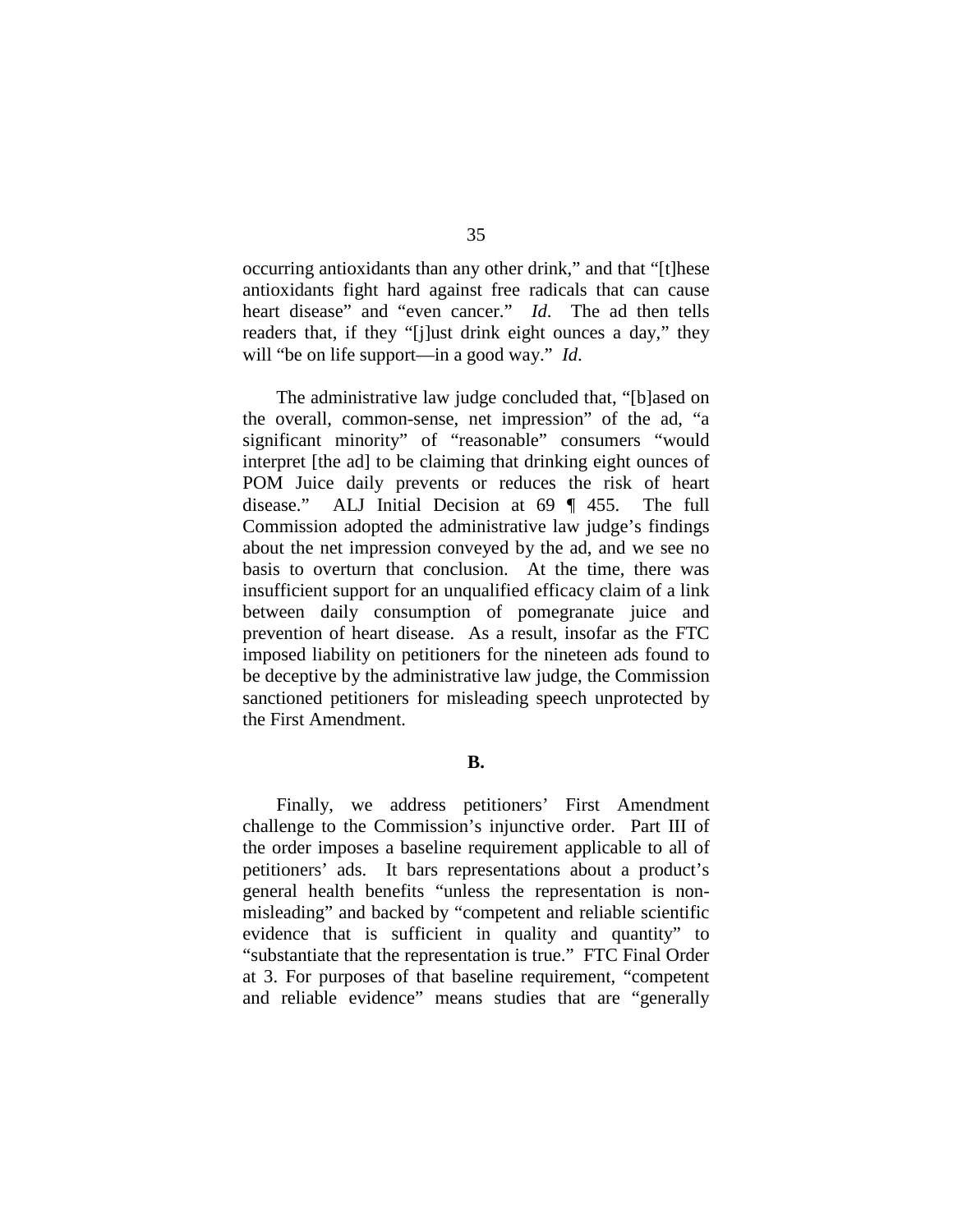occurring antioxidants than any other drink," and that "[t]hese antioxidants fight hard against free radicals that can cause heart disease" and "even cancer." *Id.* The ad then tells readers that, if they "[j]ust drink eight ounces a day," they will "be on life support—in a good way." *Id.*

The administrative law judge concluded that, "[b]ased on the overall, common-sense, net impression" of the ad, "a significant minority" of "reasonable" consumers "would interpret [the ad] to be claiming that drinking eight ounces of POM Juice daily prevents or reduces the risk of heart disease." ALJ Initial Decision at 69 ¶ 455. The full Commission adopted the administrative law judge's findings about the net impression conveyed by the ad, and we see no basis to overturn that conclusion. At the time, there was insufficient support for an unqualified efficacy claim of a link between daily consumption of pomegranate juice and prevention of heart disease. As a result, insofar as the FTC imposed liability on petitioners for the nineteen ads found to be deceptive by the administrative law judge, the Commission sanctioned petitioners for misleading speech unprotected by the First Amendment.

**B.**

Finally, we address petitioners' First Amendment challenge to the Commission's injunctive order. Part III of the order imposes a baseline requirement applicable to all of petitioners' ads. It bars representations about a product's general health benefits "unless the representation is non-misleading" and backed by "competent and reliable scientific evidence that is sufficient in quality and quantity" to "substantiate that the representation is true." FTC Final Order at 3. For purposes of that baseline requirement, "competent and reliable evidence" means studies that are "generally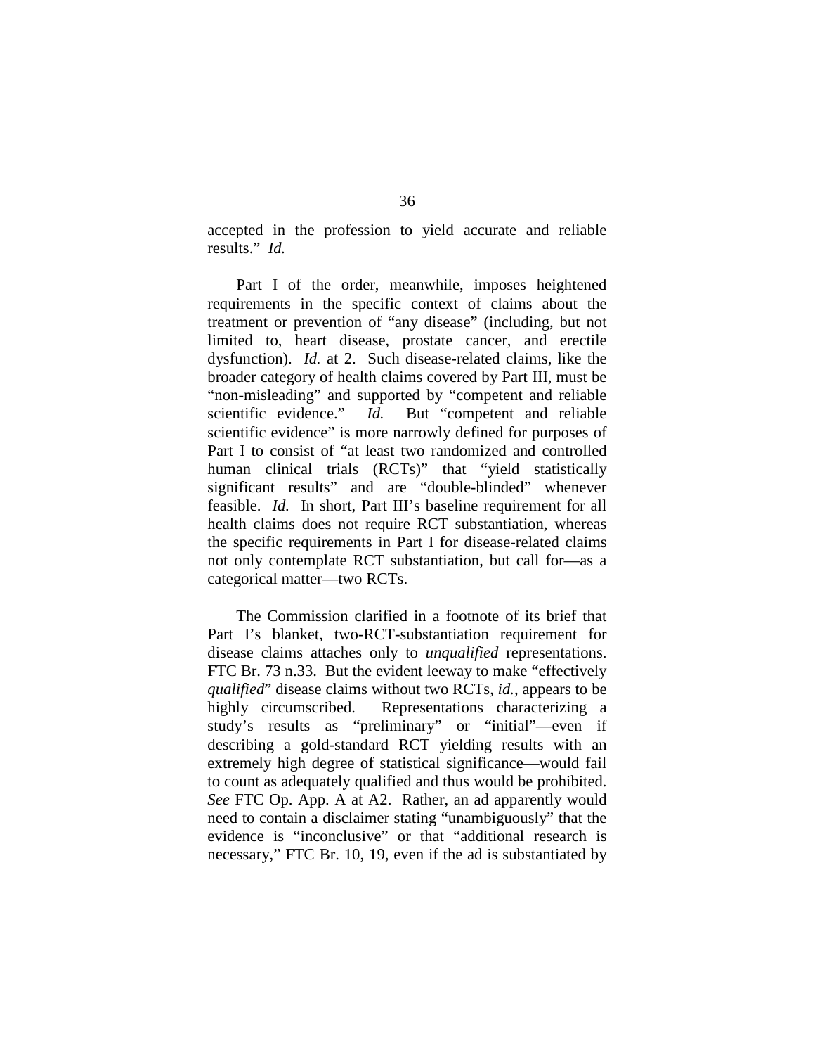accepted in the profession to yield accurate and reliable results." *Id.*

Part I of the order, meanwhile, imposes heightened requirements in the specific context of claims about the treatment or prevention of "any disease" (including, but not limited to, heart disease, prostate cancer, and erectile dysfunction). *Id.* at 2. Such disease-related claims, like the broader category of health claims covered by Part III, must be "non-misleading" and supported by "competent and reliable scientific evidence." *Id.* But "competent and reliable scientific evidence" is more narrowly defined for purposes of Part I to consist of "at least two randomized and controlled human clinical trials (RCTs)" that "yield statistically significant results" and are "double-blinded" whenever feasible. *Id.* In short, Part III's baseline requirement for all health claims does not require RCT substantiation, whereas the specific requirements in Part I for disease-related claims not only contemplate RCT substantiation, but call for—as a categorical matter—two RCTs.

The Commission clarified in a footnote of its brief that Part I's blanket, two-RCT-substantiation requirement for disease claims attaches only to *unqualified* representations. FTC Br. 73 n.33. But the evident leeway to make "effectively *qualified*" disease claims without two RCTs, *id.*, appears to be highly circumscribed. Representations characterizing a study's results as "preliminary" or "initial"—even if describing a gold-standard RCT yielding results with an extremely high degree of statistical significance—would fail to count as adequately qualified and thus would be prohibited. *See* FTC Op. App. A at A2. Rather, an ad apparently would need to contain a disclaimer stating "unambiguously" that the evidence is "inconclusive" or that "additional research is necessary," FTC Br. 10, 19, even if the ad is substantiated by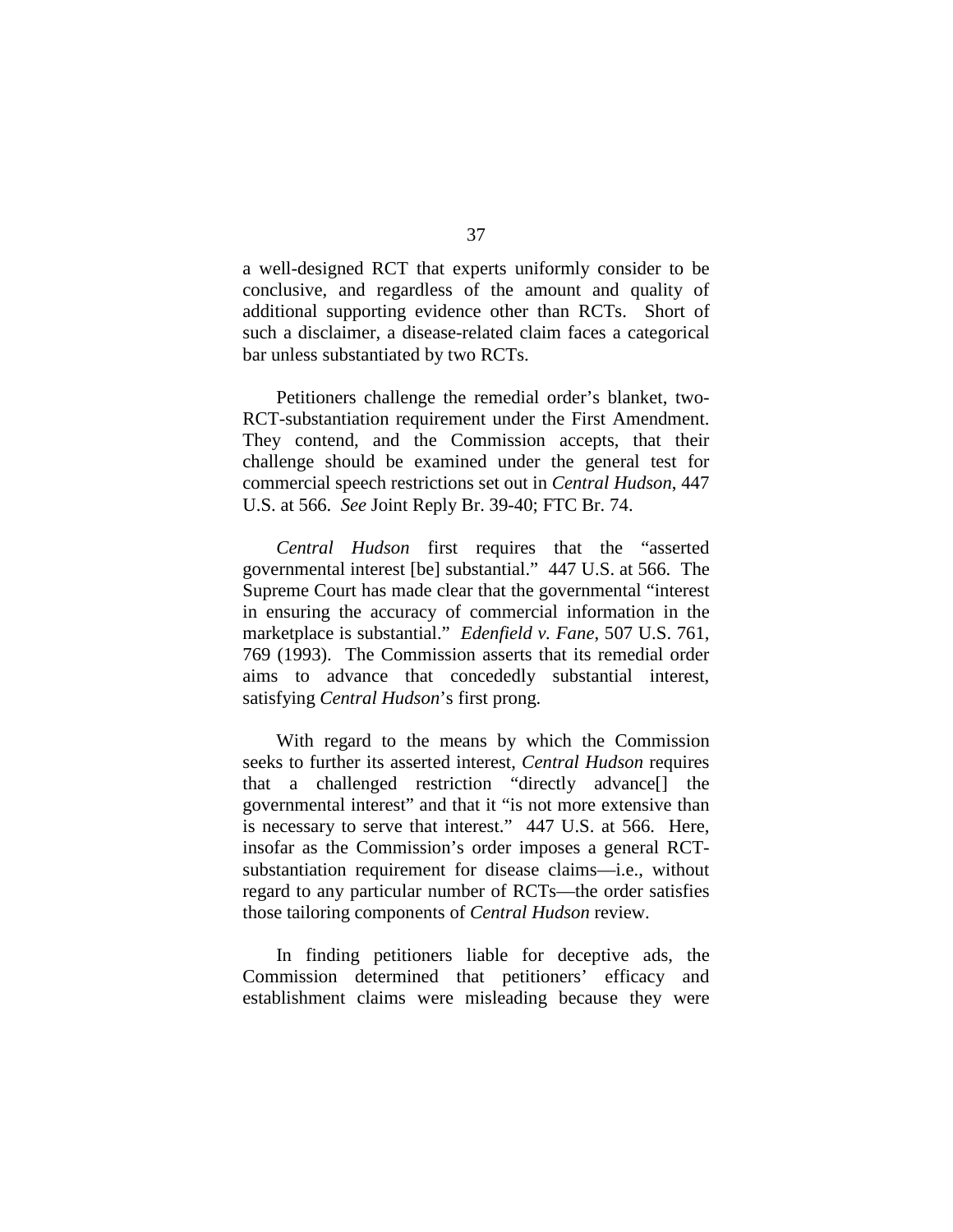a well-designed RCT that experts uniformly consider to be conclusive, and regardless of the amount and quality of additional supporting evidence other than RCTs. Short of such a disclaimer, a disease-related claim faces a categorical bar unless substantiated by two RCTs.

Petitioners challenge the remedial order's blanket, two-RCT-substantiation requirement under the First Amendment. They contend, and the Commission accepts, that their challenge should be examined under the general test for commercial speech restrictions set out in *Central Hudson*, 447 U.S. at 566. *See* Joint Reply Br. 39-40; FTC Br. 74.

*Central Hudson* first requires that the "asserted governmental interest [be] substantial." 447 U.S. at 566. The Supreme Court has made clear that the governmental "interest in ensuring the accuracy of commercial information in the marketplace is substantial." *Edenfield v. Fane*, 507 U.S. 761, 769 (1993). The Commission asserts that its remedial order aims to advance that concededly substantial interest, satisfying *Central Hudson*'s first prong.

With regard to the means by which the Commission seeks to further its asserted interest, *Central Hudson* requires that a challenged restriction "directly advance[] the governmental interest" and that it "is not more extensive than is necessary to serve that interest." 447 U.S. at 566. Here, insofar as the Commission's order imposes a general RCT-substantiation requirement for disease claims—i.e., without regard to any particular number of RCTs—the order satisfies those tailoring components of *Central Hudson* review.

In finding petitioners liable for deceptive ads, the Commission determined that petitioners' efficacy and establishment claims were misleading because they were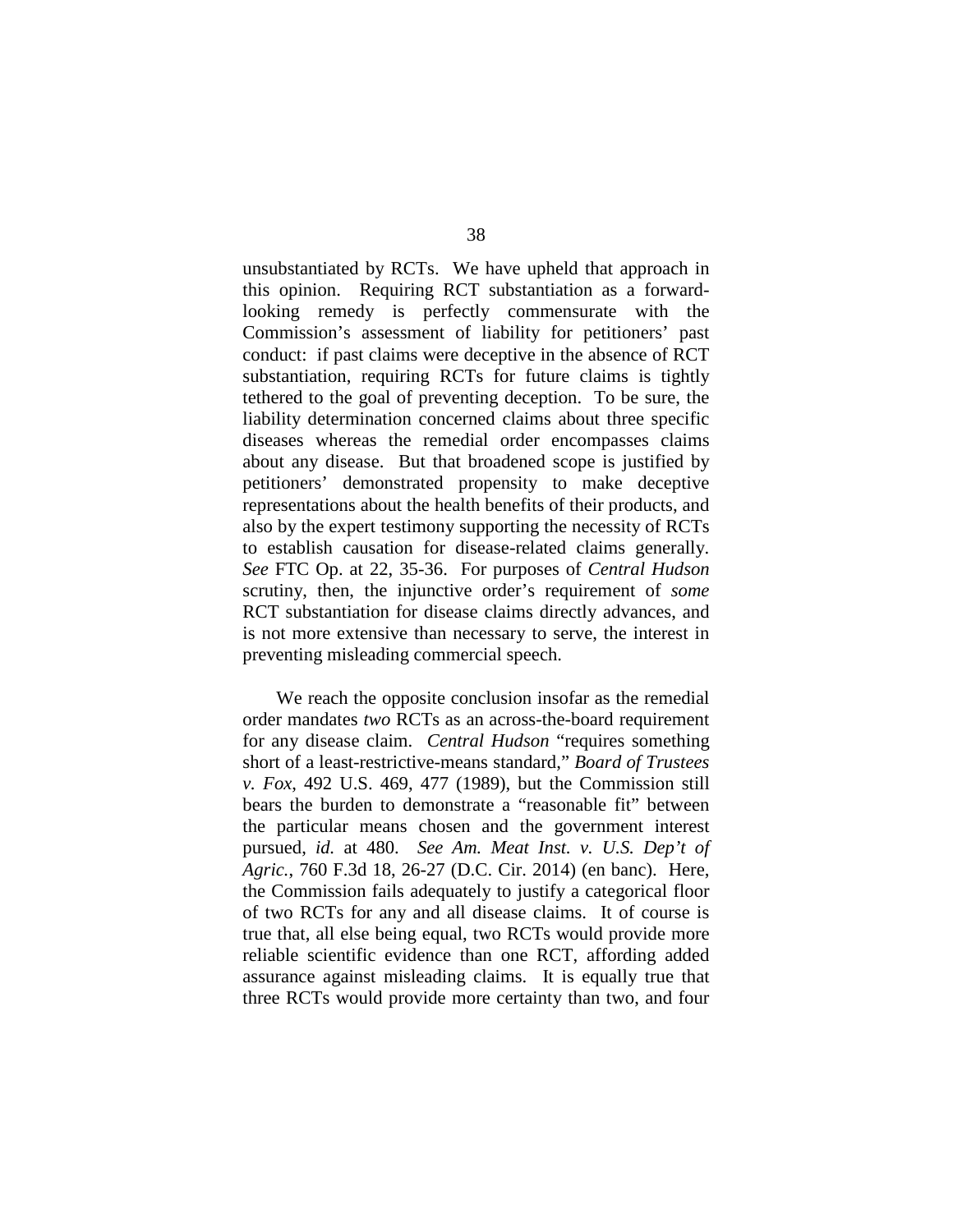unsubstantiated by RCTs. We have upheld that approach in this opinion. Requiring RCT substantiation as a forward-looking remedy is perfectly commensurate with the Commission's assessment of liability for petitioners' past conduct: if past claims were deceptive in the absence of RCT substantiation, requiring RCTs for future claims is tightly tethered to the goal of preventing deception. To be sure, the liability determination concerned claims about three specific diseases whereas the remedial order encompasses claims about any disease. But that broadened scope is justified by petitioners' demonstrated propensity to make deceptive representations about the health benefits of their products, and also by the expert testimony supporting the necessity of RCTs to establish causation for disease-related claims generally. *See* FTC Op. at 22, 35-36. For purposes of *Central Hudson* scrutiny, then, the injunctive order's requirement of *some* RCT substantiation for disease claims directly advances, and is not more extensive than necessary to serve, the interest in preventing misleading commercial speech.

We reach the opposite conclusion insofar as the remedial order mandates *two* RCTs as an across-the-board requirement for any disease claim. *Central Hudson* "requires something short of a least-restrictive-means standard," *Board of Trustees v. Fox*, 492 U.S. 469, 477 (1989), but the Commission still bears the burden to demonstrate a "reasonable fit" between the particular means chosen and the government interest pursued, *id.* at 480. *See Am. Meat Inst. v. U.S. Dep't of Agric.*, 760 F.3d 18, 26-27 (D.C. Cir. 2014) (en banc). Here, the Commission fails adequately to justify a categorical floor of two RCTs for any and all disease claims. It of course is true that, all else being equal, two RCTs would provide more reliable scientific evidence than one RCT, affording added assurance against misleading claims. It is equally true that three RCTs would provide more certainty than two, and four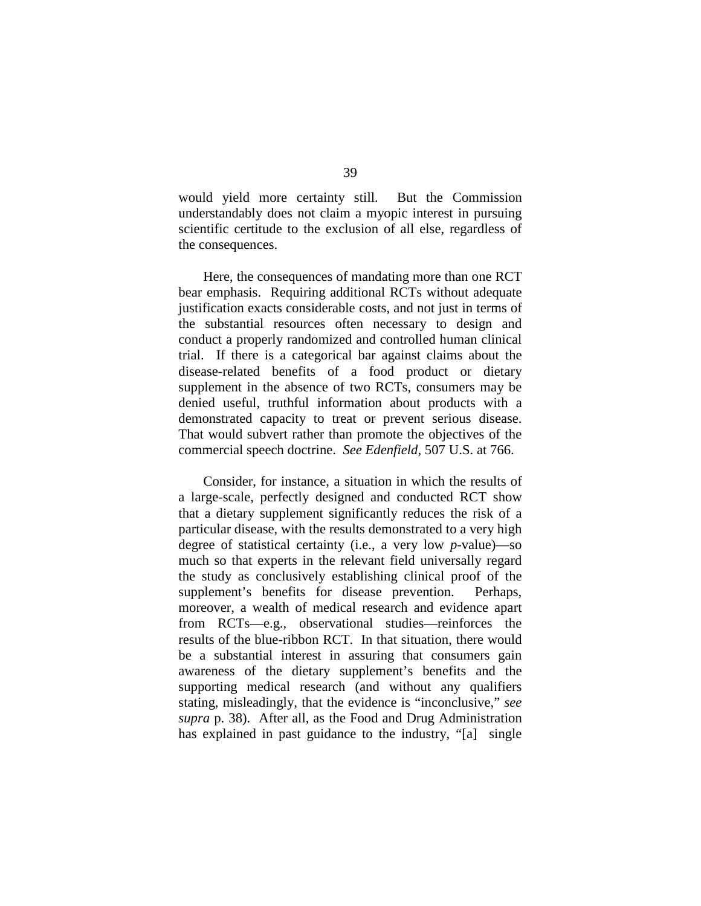would yield more certainty still. But the Commission understandably does not claim a myopic interest in pursuing scientific certitude to the exclusion of all else, regardless of the consequences.

Here, the consequences of mandating more than one RCT bear emphasis. Requiring additional RCTs without adequate justification exacts considerable costs, and not just in terms of the substantial resources often necessary to design and conduct a properly randomized and controlled human clinical trial. If there is a categorical bar against claims about the disease-related benefits of a food product or dietary supplement in the absence of two RCTs, consumers may be denied useful, truthful information about products with a demonstrated capacity to treat or prevent serious disease. That would subvert rather than promote the objectives of the commercial speech doctrine. *See Edenfield*, 507 U.S. at 766.

Consider, for instance, a situation in which the results of a large-scale, perfectly designed and conducted RCT show that a dietary supplement significantly reduces the risk of a particular disease, with the results demonstrated to a very high degree of statistical certainty (i.e., a very low *p*-value)—so much so that experts in the relevant field universally regard the study as conclusively establishing clinical proof of the supplement's benefits for disease prevention. Perhaps, moreover, a wealth of medical research and evidence apart from RCTs—e.g., observational studies—reinforces the results of the blue-ribbon RCT. In that situation, there would be a substantial interest in assuring that consumers gain awareness of the dietary supplement's benefits and the supporting medical research (and without any qualifiers stating, misleadingly, that the evidence is "inconclusive," *see supra* p. 38). After all, as the Food and Drug Administration has explained in past guidance to the industry, "[a] single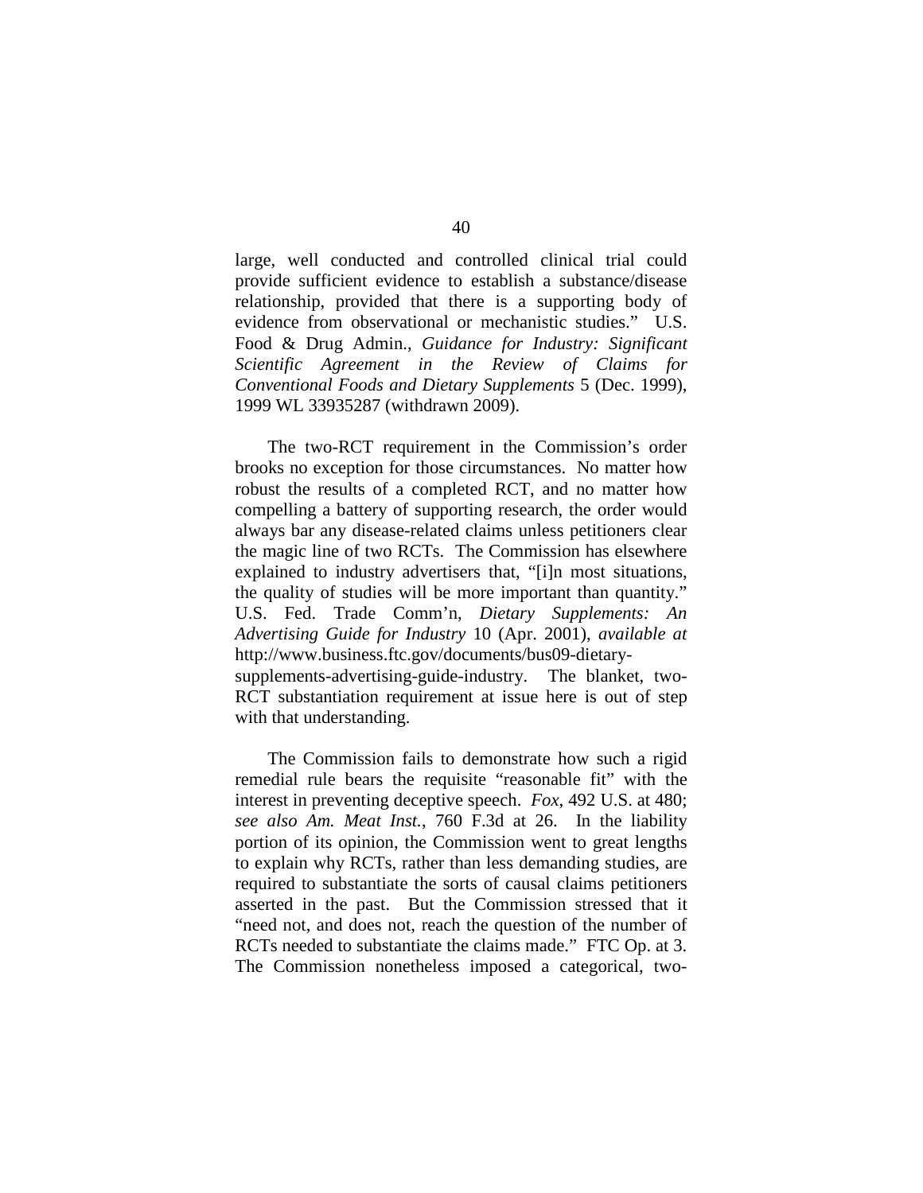large, well conducted and controlled clinical trial could provide sufficient evidence to establish a substance/disease relationship, provided that there is a supporting body of evidence from observational or mechanistic studies." U.S. Food & Drug Admin., *Guidance for Industry: Significant Scientific Agreement in the Review of Claims for Conventional Foods and Dietary Supplements* 5 (Dec. 1999), 1999 WL 33935287 (withdrawn 2009).

The two-RCT requirement in the Commission's order brooks no exception for those circumstances. No matter how robust the results of a completed RCT, and no matter how compelling a battery of supporting research, the order would always bar any disease-related claims unless petitioners clear the magic line of two RCTs. The Commission has elsewhere explained to industry advertisers that, "[i]n most situations, the quality of studies will be more important than quantity." U.S. Fed. Trade Comm'n, *Dietary Supplements: An Advertising Guide for Industry* 10 (Apr. 2001), *available at* http://www.business.ftc.gov/documents/bus09-dietary-supplements-advertising-guide-industry. The blanket, two-RCT substantiation requirement at issue here is out of step with that understanding.

The Commission fails to demonstrate how such a rigid remedial rule bears the requisite "reasonable fit" with the interest in preventing deceptive speech. *Fox*, 492 U.S. at 480; *see also Am. Meat Inst.*, 760 F.3d at 26. In the liability portion of its opinion, the Commission went to great lengths to explain why RCTs, rather than less demanding studies, are required to substantiate the sorts of causal claims petitioners asserted in the past. But the Commission stressed that it "need not, and does not, reach the question of the number of RCTs needed to substantiate the claims made." FTC Op. at 3. The Commission nonetheless imposed a categorical, two-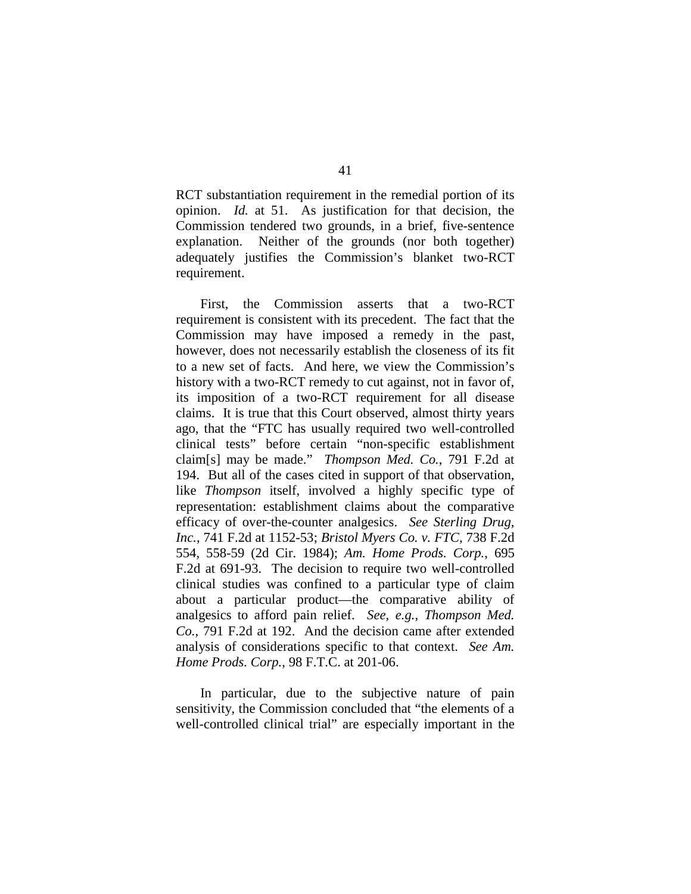RCT substantiation requirement in the remedial portion of its opinion. *Id.* at 51. As justification for that decision, the Commission tendered two grounds, in a brief, five-sentence explanation. Neither of the grounds (nor both together) adequately justifies the Commission's blanket two-RCT requirement.

First, the Commission asserts that a two-RCT requirement is consistent with its precedent. The fact that the Commission may have imposed a remedy in the past, however, does not necessarily establish the closeness of its fit to a new set of facts. And here, we view the Commission's history with a two-RCT remedy to cut against, not in favor of, its imposition of a two-RCT requirement for all disease claims. It is true that this Court observed, almost thirty years ago, that the "FTC has usually required two well-controlled clinical tests" before certain "non-specific establishment claim[s] may be made." *Thompson Med. Co.*, 791 F.2d at 194. But all of the cases cited in support of that observation, like *Thompson* itself, involved a highly specific type of representation: establishment claims about the comparative efficacy of over-the-counter analgesics. *See Sterling Drug, Inc.*, 741 F.2d at 1152-53; *Bristol Myers Co. v. FTC*, 738 F.2d 554, 558-59 (2d Cir. 1984); *Am. Home Prods. Corp.*, 695 F.2d at 691-93. The decision to require two well-controlled clinical studies was confined to a particular type of claim about a particular product—the comparative ability of analgesics to afford pain relief. *See, e.g.*, *Thompson Med. Co.*, 791 F.2d at 192. And the decision came after extended analysis of considerations specific to that context. *See Am. Home Prods. Corp.*, 98 F.T.C. at 201-06.

In particular, due to the subjective nature of pain sensitivity, the Commission concluded that "the elements of a well-controlled clinical trial" are especially important in the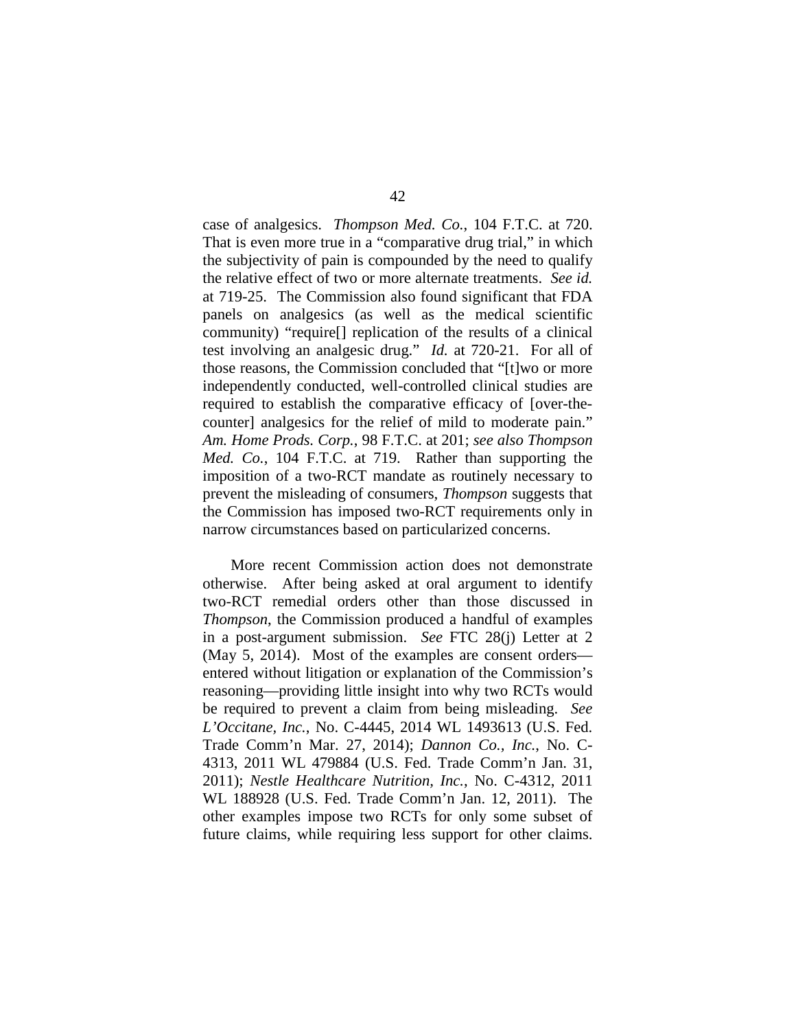case of analgesics. *Thompson Med. Co.*, 104 F.T.C. at 720. That is even more true in a "comparative drug trial," in which the subjectivity of pain is compounded by the need to qualify the relative effect of two or more alternate treatments. *See id.* at 719-25. The Commission also found significant that FDA panels on analgesics (as well as the medical scientific community) "require[] replication of the results of a clinical test involving an analgesic drug." *Id.* at 720-21. For all of those reasons, the Commission concluded that "[t]wo or more independently conducted, well-controlled clinical studies are required to establish the comparative efficacy of [over-the-counter] analgesics for the relief of mild to moderate pain." *Am. Home Prods. Corp.*, 98 F.T.C. at 201; *see also Thompson Med. Co.*, 104 F.T.C. at 719. Rather than supporting the imposition of a two-RCT mandate as routinely necessary to prevent the misleading of consumers, *Thompson* suggests that the Commission has imposed two-RCT requirements only in narrow circumstances based on particularized concerns.

More recent Commission action does not demonstrate otherwise. After being asked at oral argument to identify two-RCT remedial orders other than those discussed in *Thompson*, the Commission produced a handful of examples in a post-argument submission. *See* FTC 28(j) Letter at 2 (May 5, 2014). Most of the examples are consent orders—entered without litigation or explanation of the Commission's reasoning—providing little insight into why two RCTs would be required to prevent a claim from being misleading. *See L'Occitane, Inc.*, No. C-4445, 2014 WL 1493613 (U.S. Fed. Trade Comm'n Mar. 27, 2014); *Dannon Co., Inc.*, No. C-4313, 2011 WL 479884 (U.S. Fed. Trade Comm'n Jan. 31, 2011); *Nestle Healthcare Nutrition, Inc.*, No. C-4312, 2011 WL 188928 (U.S. Fed. Trade Comm'n Jan. 12, 2011). The other examples impose two RCTs for only some subset of future claims, while requiring less support for other claims.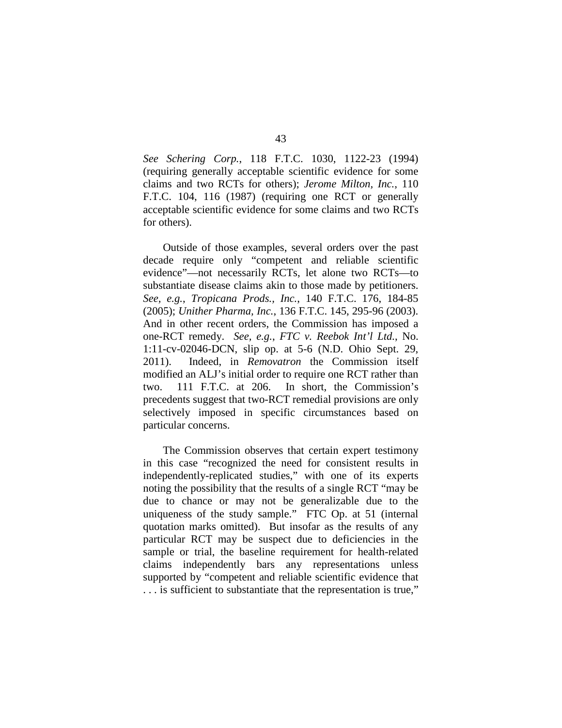*See Schering Corp.*, 118 F.T.C. 1030, 1122-23 (1994) (requiring generally acceptable scientific evidence for some claims and two RCTs for others); *Jerome Milton, Inc.*, 110 F.T.C. 104, 116 (1987) (requiring one RCT or generally acceptable scientific evidence for some claims and two RCTs for others).

Outside of those examples, several orders over the past decade require only "competent and reliable scientific evidence"—not necessarily RCTs, let alone two RCTs—to substantiate disease claims akin to those made by petitioners. *See, e.g.*, *Tropicana Prods., Inc.*, 140 F.T.C. 176, 184-85 (2005); *Unither Pharma, Inc.*, 136 F.T.C. 145, 295-96 (2003). And in other recent orders, the Commission has imposed a one-RCT remedy. *See, e.g.*, *FTC v. Reebok Int'l Ltd.*, No. 1:11-cv-02046-DCN, slip op. at 5-6 (N.D. Ohio Sept. 29, 2011). Indeed, in *Removatron* the Commission itself modified an ALJ's initial order to require one RCT rather than two. 111 F.T.C. at 206. In short, the Commission's precedents suggest that two-RCT remedial provisions are only selectively imposed in specific circumstances based on particular concerns.

The Commission observes that certain expert testimony in this case "recognized the need for consistent results in independently-replicated studies," with one of its experts noting the possibility that the results of a single RCT "may be due to chance or may not be generalizable due to the uniqueness of the study sample." FTC Op. at 51 (internal quotation marks omitted). But insofar as the results of any particular RCT may be suspect due to deficiencies in the sample or trial, the baseline requirement for health-related claims independently bars any representations unless supported by "competent and reliable scientific evidence that . . . is sufficient to substantiate that the representation is true,"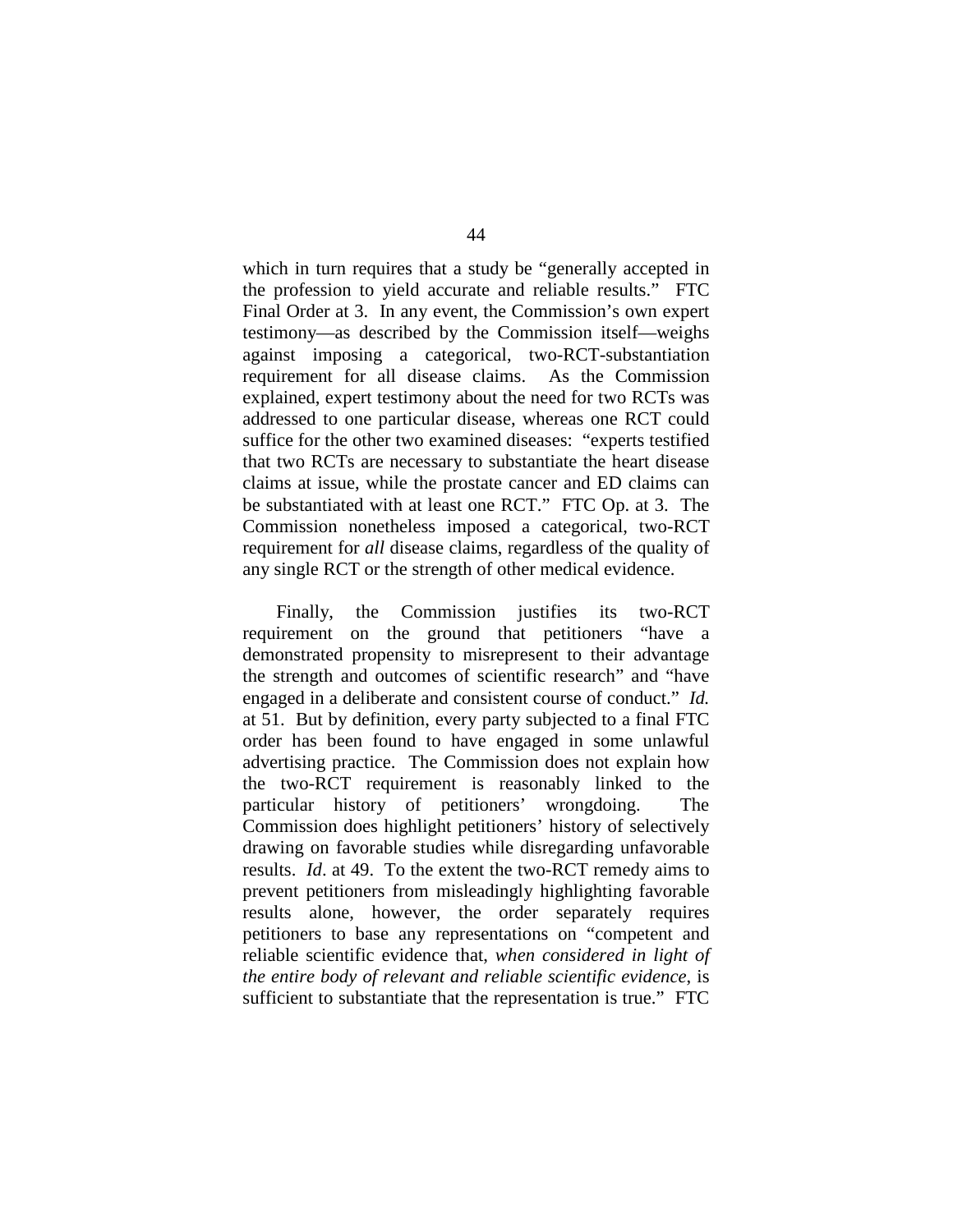which in turn requires that a study be "generally accepted in the profession to yield accurate and reliable results." FTC Final Order at 3. In any event, the Commission's own expert testimony—as described by the Commission itself—weighs against imposing a categorical, two-RCT-substantiation requirement for all disease claims. As the Commission explained, expert testimony about the need for two RCTs was addressed to one particular disease, whereas one RCT could suffice for the other two examined diseases: "experts testified that two RCTs are necessary to substantiate the heart disease claims at issue, while the prostate cancer and ED claims can be substantiated with at least one RCT." FTC Op. at 3. The Commission nonetheless imposed a categorical, two-RCT requirement for *all* disease claims, regardless of the quality of any single RCT or the strength of other medical evidence.

Finally, the Commission justifies its two-RCT requirement on the ground that petitioners "have a demonstrated propensity to misrepresent to their advantage the strength and outcomes of scientific research" and "have engaged in a deliberate and consistent course of conduct." *Id.* at 51. But by definition, every party subjected to a final FTC order has been found to have engaged in some unlawful advertising practice. The Commission does not explain how the two-RCT requirement is reasonably linked to the particular history of petitioners' wrongdoing. The Commission does highlight petitioners' history of selectively drawing on favorable studies while disregarding unfavorable results. *Id*. at 49. To the extent the two-RCT remedy aims to prevent petitioners from misleadingly highlighting favorable results alone, however, the order separately requires petitioners to base any representations on "competent and reliable scientific evidence that, *when considered in light of the entire body of relevant and reliable scientific evidence*, is sufficient to substantiate that the representation is true." FTC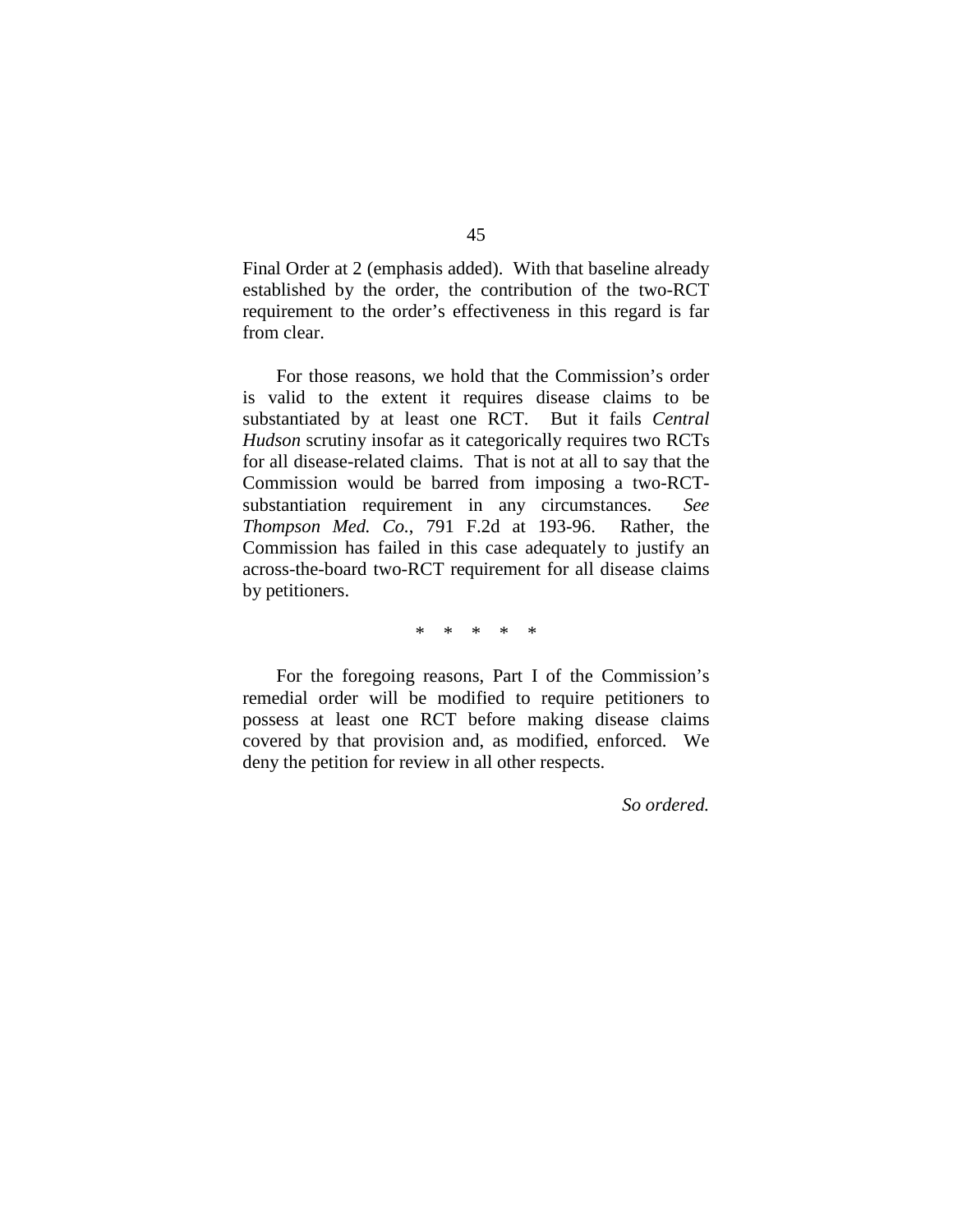Final Order at 2 (emphasis added). With that baseline already established by the order, the contribution of the two-RCT requirement to the order's effectiveness in this regard is far from clear.

For those reasons, we hold that the Commission's order is valid to the extent it requires disease claims to be substantiated by at least one RCT. But it fails *Central Hudson* scrutiny insofar as it categorically requires two RCTs for all disease-related claims. That is not at all to say that the Commission would be barred from imposing a two-RCT-substantiation requirement in any circumstances. *See Thompson Med. Co.*, 791 F.2d at 193-96. Rather, the Commission has failed in this case adequately to justify an across-the-board two-RCT requirement for all disease claims by petitioners.

\* \* \* \* \*

For the foregoing reasons, Part I of the Commission's remedial order will be modified to require petitioners to possess at least one RCT before making disease claims covered by that provision and, as modified, enforced. We deny the petition for review in all other respects.

*So ordered.*